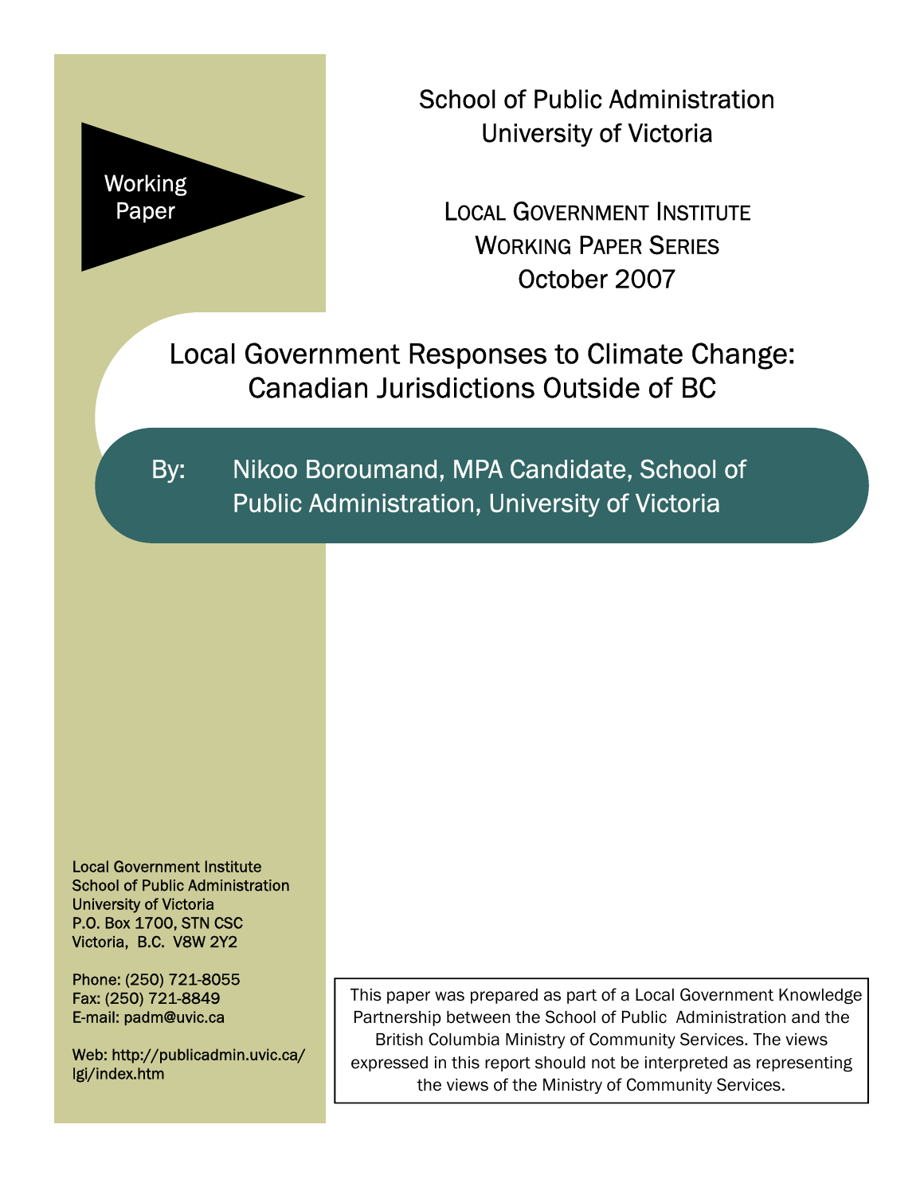Working Paper

School of Public Administration
University of Victoria

LOCAL GOVERNMENT INSTITUTE
WORKING PAPER SERIES
October 2007

# Local Government Responses to Climate Change: Canadian Jurisdictions Outside of BC

By: Nikoo Boroumand, MPA Candidate, School of Public Administration, University of Victoria

Local Government Institute
School of Public Administration
University of Victoria
P.O. Box 1700, STN CSC
Victoria, B.C. V8W 2Y2

Phone: (250) 721-8055
Fax: (250) 721-8849
E-mail: padm@uvic.ca

Web: http://publicadmin.uvic.ca/lgi/index.htm

This paper was prepared as part of a Local Government Knowledge Partnership between the School of Public Administration and the British Columbia Ministry of Community Services. The views expressed in this report should not be interpreted as representing the views of the Ministry of Community Services.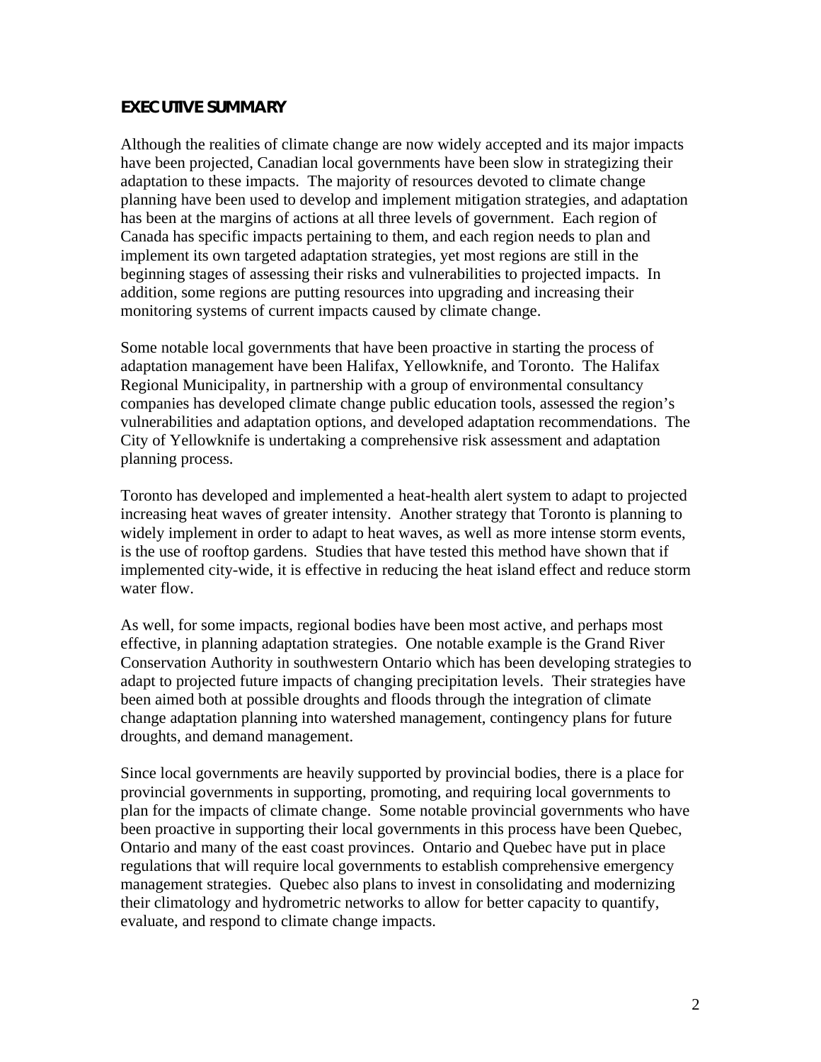## EXECUTIVE SUMMARY

Although the realities of climate change are now widely accepted and its major impacts have been projected, Canadian local governments have been slow in strategizing their adaptation to these impacts. The majority of resources devoted to climate change planning have been used to develop and implement mitigation strategies, and adaptation has been at the margins of actions at all three levels of government. Each region of Canada has specific impacts pertaining to them, and each region needs to plan and implement its own targeted adaptation strategies, yet most regions are still in the beginning stages of assessing their risks and vulnerabilities to projected impacts. In addition, some regions are putting resources into upgrading and increasing their monitoring systems of current impacts caused by climate change.

Some notable local governments that have been proactive in starting the process of adaptation management have been Halifax, Yellowknife, and Toronto. The Halifax Regional Municipality, in partnership with a group of environmental consultancy companies has developed climate change public education tools, assessed the region's vulnerabilities and adaptation options, and developed adaptation recommendations. The City of Yellowknife is undertaking a comprehensive risk assessment and adaptation planning process.

Toronto has developed and implemented a heat-health alert system to adapt to projected increasing heat waves of greater intensity. Another strategy that Toronto is planning to widely implement in order to adapt to heat waves, as well as more intense storm events, is the use of rooftop gardens. Studies that have tested this method have shown that if implemented city-wide, it is effective in reducing the heat island effect and reduce storm water flow.

As well, for some impacts, regional bodies have been most active, and perhaps most effective, in planning adaptation strategies. One notable example is the Grand River Conservation Authority in southwestern Ontario which has been developing strategies to adapt to projected future impacts of changing precipitation levels. Their strategies have been aimed both at possible droughts and floods through the integration of climate change adaptation planning into watershed management, contingency plans for future droughts, and demand management.

Since local governments are heavily supported by provincial bodies, there is a place for provincial governments in supporting, promoting, and requiring local governments to plan for the impacts of climate change. Some notable provincial governments who have been proactive in supporting their local governments in this process have been Quebec, Ontario and many of the east coast provinces. Ontario and Quebec have put in place regulations that will require local governments to establish comprehensive emergency management strategies. Quebec also plans to invest in consolidating and modernizing their climatology and hydrometric networks to allow for better capacity to quantify, evaluate, and respond to climate change impacts.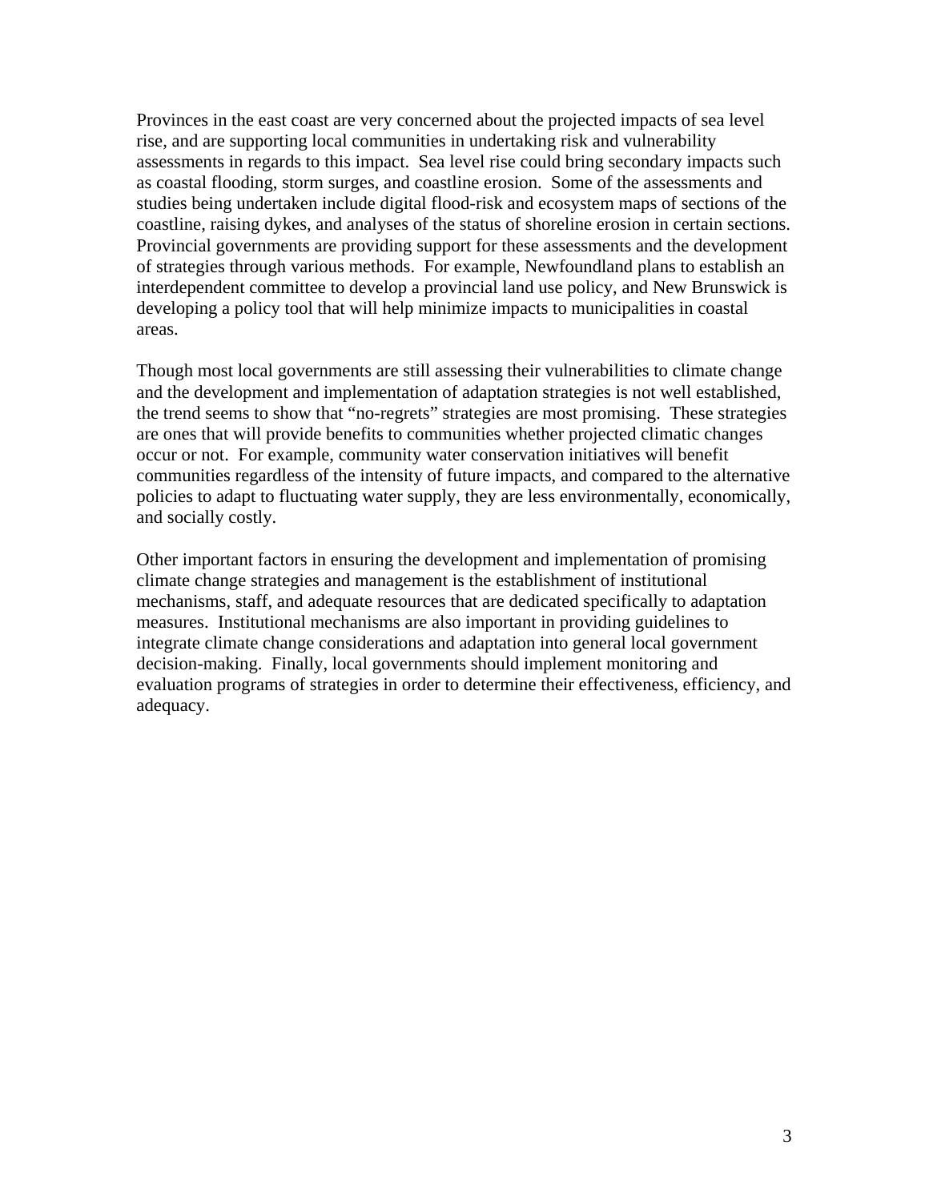Provinces in the east coast are very concerned about the projected impacts of sea level rise, and are supporting local communities in undertaking risk and vulnerability assessments in regards to this impact. Sea level rise could bring secondary impacts such as coastal flooding, storm surges, and coastline erosion. Some of the assessments and studies being undertaken include digital flood-risk and ecosystem maps of sections of the coastline, raising dykes, and analyses of the status of shoreline erosion in certain sections. Provincial governments are providing support for these assessments and the development of strategies through various methods. For example, Newfoundland plans to establish an interdependent committee to develop a provincial land use policy, and New Brunswick is developing a policy tool that will help minimize impacts to municipalities in coastal areas.

Though most local governments are still assessing their vulnerabilities to climate change and the development and implementation of adaptation strategies is not well established, the trend seems to show that "no-regrets" strategies are most promising. These strategies are ones that will provide benefits to communities whether projected climatic changes occur or not. For example, community water conservation initiatives will benefit communities regardless of the intensity of future impacts, and compared to the alternative policies to adapt to fluctuating water supply, they are less environmentally, economically, and socially costly.

Other important factors in ensuring the development and implementation of promising climate change strategies and management is the establishment of institutional mechanisms, staff, and adequate resources that are dedicated specifically to adaptation measures. Institutional mechanisms are also important in providing guidelines to integrate climate change considerations and adaptation into general local government decision-making. Finally, local governments should implement monitoring and evaluation programs of strategies in order to determine their effectiveness, efficiency, and adequacy.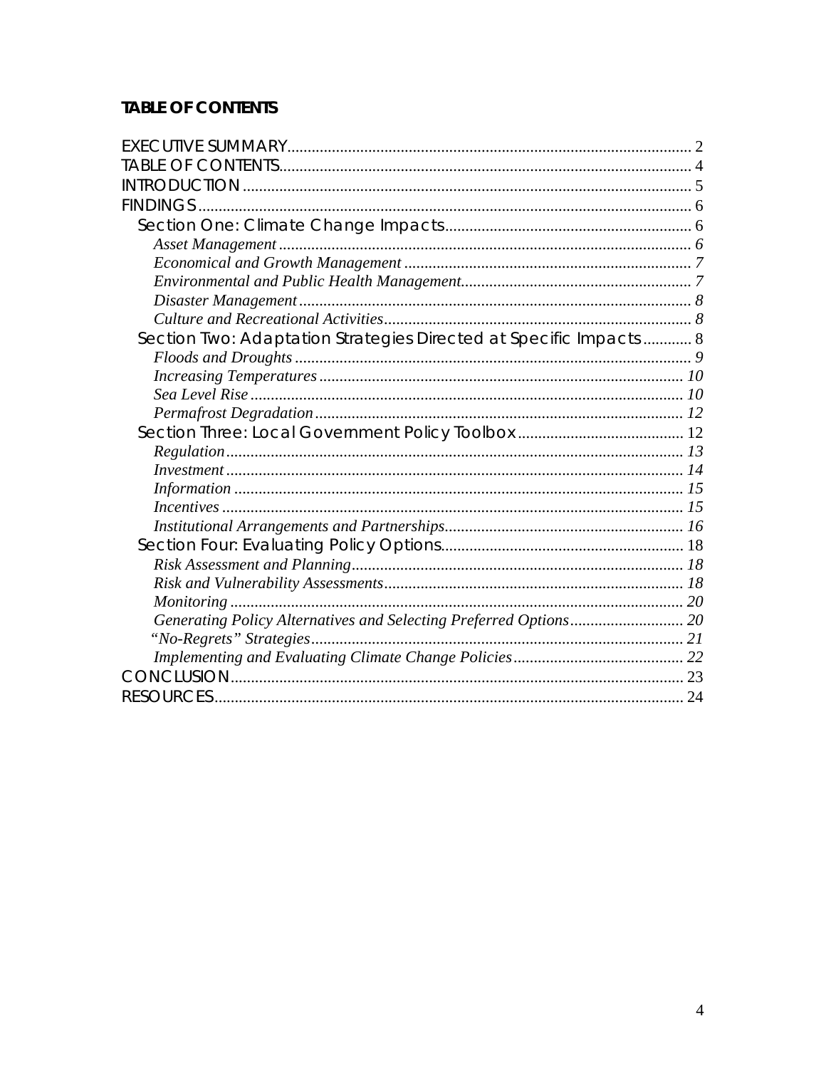**TABLE OF CONTENTS**

EXECUTIVE SUMMARY ........................................ 2
TABLE OF CONTENTS ........................................ 4
INTRODUCTION ........................................ 5
FINDINGS ........................................ 6
  Section One: Climate Change Impacts ........................................ 6
    *Asset Management* ........................................ *6*
    *Economical and Growth Management* ........................................ *7*
    *Environmental and Public Health Management* ........................................ *7*
    *Disaster Management* ........................................ *8*
    *Culture and Recreational Activities* ........................................ *8*
  Section Two: Adaptation Strategies Directed at Specific Impacts ........................................ 8
    *Floods and Droughts* ........................................ *9*
    *Increasing Temperatures* ........................................ *10*
    *Sea Level Rise* ........................................ *10*
    *Permafrost Degradation* ........................................ *12*
  Section Three: Local Government Policy Toolbox ........................................ 12
    *Regulation* ........................................ *13*
    *Investment* ........................................ *14*
    *Information* ........................................ *15*
    *Incentives* ........................................ *15*
    *Institutional Arrangements and Partnerships* ........................................ *16*
  Section Four: Evaluating Policy Options ........................................ 18
    *Risk Assessment and Planning* ........................................ *18*
    *Risk and Vulnerability Assessments* ........................................ *18*
    *Monitoring* ........................................ *20*
    *Generating Policy Alternatives and Selecting Preferred Options* ........................................ *20*
    *"No-Regrets" Strategies* ........................................ *21*
    *Implementing and Evaluating Climate Change Policies* ........................................ *22*
CONCLUSION ........................................ 23
RESOURCES ........................................ 24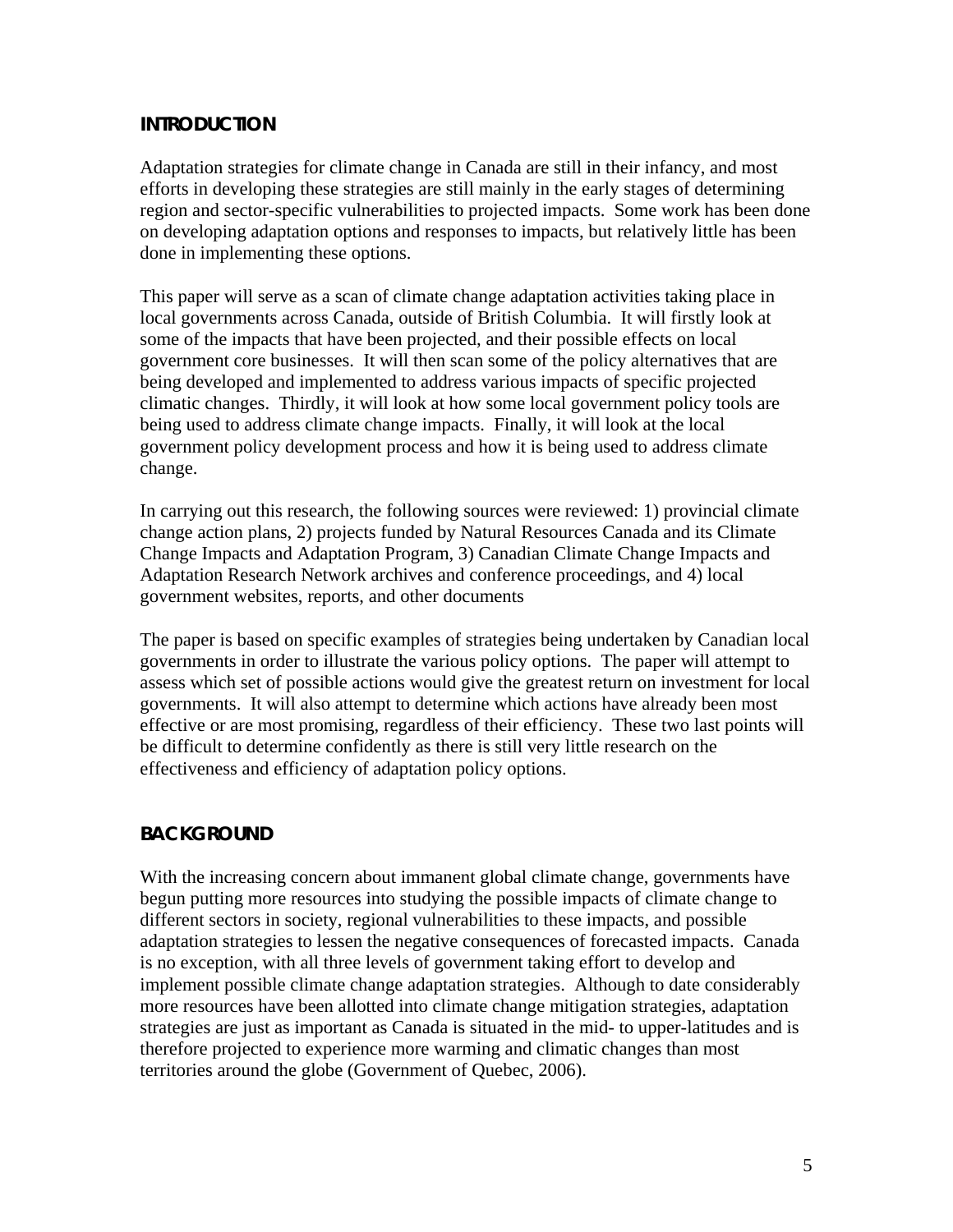## INTRODUCTION

Adaptation strategies for climate change in Canada are still in their infancy, and most efforts in developing these strategies are still mainly in the early stages of determining region and sector-specific vulnerabilities to projected impacts. Some work has been done on developing adaptation options and responses to impacts, but relatively little has been done in implementing these options.

This paper will serve as a scan of climate change adaptation activities taking place in local governments across Canada, outside of British Columbia. It will firstly look at some of the impacts that have been projected, and their possible effects on local government core businesses. It will then scan some of the policy alternatives that are being developed and implemented to address various impacts of specific projected climatic changes. Thirdly, it will look at how some local government policy tools are being used to address climate change impacts. Finally, it will look at the local government policy development process and how it is being used to address climate change.

In carrying out this research, the following sources were reviewed: 1) provincial climate change action plans, 2) projects funded by Natural Resources Canada and its Climate Change Impacts and Adaptation Program, 3) Canadian Climate Change Impacts and Adaptation Research Network archives and conference proceedings, and 4) local government websites, reports, and other documents

The paper is based on specific examples of strategies being undertaken by Canadian local governments in order to illustrate the various policy options. The paper will attempt to assess which set of possible actions would give the greatest return on investment for local governments. It will also attempt to determine which actions have already been most effective or are most promising, regardless of their efficiency. These two last points will be difficult to determine confidently as there is still very little research on the effectiveness and efficiency of adaptation policy options.

## BACKGROUND

With the increasing concern about immanent global climate change, governments have begun putting more resources into studying the possible impacts of climate change to different sectors in society, regional vulnerabilities to these impacts, and possible adaptation strategies to lessen the negative consequences of forecasted impacts. Canada is no exception, with all three levels of government taking effort to develop and implement possible climate change adaptation strategies. Although to date considerably more resources have been allotted into climate change mitigation strategies, adaptation strategies are just as important as Canada is situated in the mid- to upper-latitudes and is therefore projected to experience more warming and climatic changes than most territories around the globe (Government of Quebec, 2006).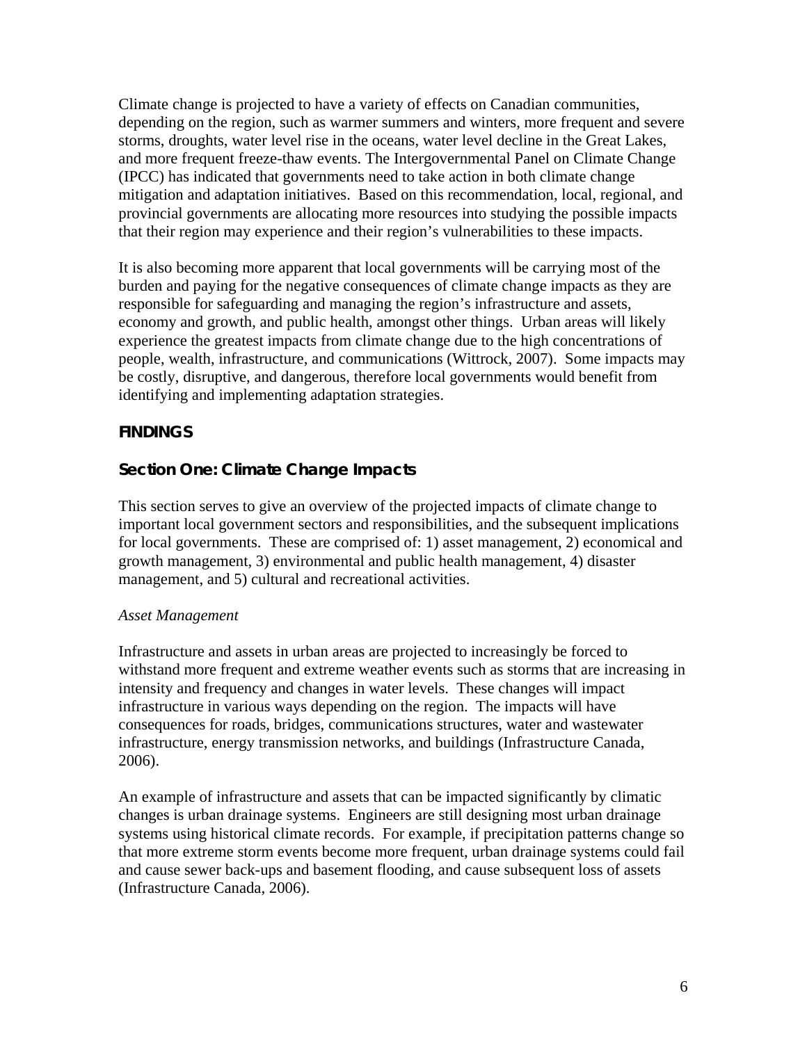Climate change is projected to have a variety of effects on Canadian communities, depending on the region, such as warmer summers and winters, more frequent and severe storms, droughts, water level rise in the oceans, water level decline in the Great Lakes, and more frequent freeze-thaw events. The Intergovernmental Panel on Climate Change (IPCC) has indicated that governments need to take action in both climate change mitigation and adaptation initiatives. Based on this recommendation, local, regional, and provincial governments are allocating more resources into studying the possible impacts that their region may experience and their region's vulnerabilities to these impacts.

It is also becoming more apparent that local governments will be carrying most of the burden and paying for the negative consequences of climate change impacts as they are responsible for safeguarding and managing the region's infrastructure and assets, economy and growth, and public health, amongst other things. Urban areas will likely experience the greatest impacts from climate change due to the high concentrations of people, wealth, infrastructure, and communications (Wittrock, 2007). Some impacts may be costly, disruptive, and dangerous, therefore local governments would benefit from identifying and implementing adaptation strategies.

## FINDINGS

### Section One: Climate Change Impacts

This section serves to give an overview of the projected impacts of climate change to important local government sectors and responsibilities, and the subsequent implications for local governments. These are comprised of: 1) asset management, 2) economical and growth management, 3) environmental and public health management, 4) disaster management, and 5) cultural and recreational activities.

*Asset Management*

Infrastructure and assets in urban areas are projected to increasingly be forced to withstand more frequent and extreme weather events such as storms that are increasing in intensity and frequency and changes in water levels. These changes will impact infrastructure in various ways depending on the region. The impacts will have consequences for roads, bridges, communications structures, water and wastewater infrastructure, energy transmission networks, and buildings (Infrastructure Canada, 2006).

An example of infrastructure and assets that can be impacted significantly by climatic changes is urban drainage systems. Engineers are still designing most urban drainage systems using historical climate records. For example, if precipitation patterns change so that more extreme storm events become more frequent, urban drainage systems could fail and cause sewer back-ups and basement flooding, and cause subsequent loss of assets (Infrastructure Canada, 2006).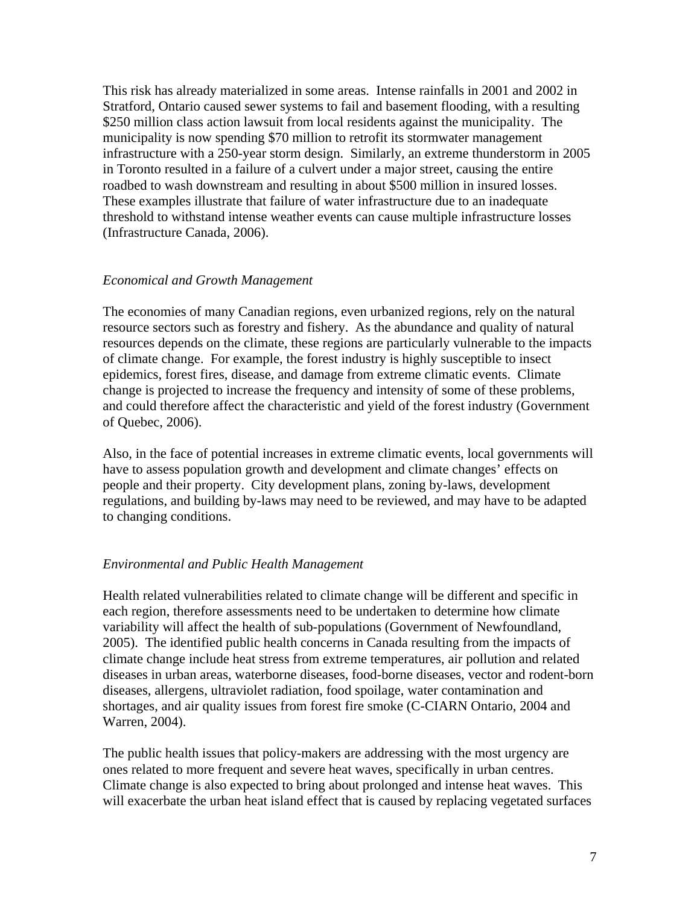This risk has already materialized in some areas. Intense rainfalls in 2001 and 2002 in Stratford, Ontario caused sewer systems to fail and basement flooding, with a resulting $250 million class action lawsuit from local residents against the municipality. The municipality is now spending $70 million to retrofit its stormwater management infrastructure with a 250-year storm design. Similarly, an extreme thunderstorm in 2005 in Toronto resulted in a failure of a culvert under a major street, causing the entire roadbed to wash downstream and resulting in about $500 million in insured losses. These examples illustrate that failure of water infrastructure due to an inadequate threshold to withstand intense weather events can cause multiple infrastructure losses (Infrastructure Canada, 2006).

*Economical and Growth Management*

The economies of many Canadian regions, even urbanized regions, rely on the natural resource sectors such as forestry and fishery. As the abundance and quality of natural resources depends on the climate, these regions are particularly vulnerable to the impacts of climate change. For example, the forest industry is highly susceptible to insect epidemics, forest fires, disease, and damage from extreme climatic events. Climate change is projected to increase the frequency and intensity of some of these problems, and could therefore affect the characteristic and yield of the forest industry (Government of Quebec, 2006).

Also, in the face of potential increases in extreme climatic events, local governments will have to assess population growth and development and climate changes' effects on people and their property. City development plans, zoning by-laws, development regulations, and building by-laws may need to be reviewed, and may have to be adapted to changing conditions.

*Environmental and Public Health Management*

Health related vulnerabilities related to climate change will be different and specific in each region, therefore assessments need to be undertaken to determine how climate variability will affect the health of sub-populations (Government of Newfoundland, 2005). The identified public health concerns in Canada resulting from the impacts of climate change include heat stress from extreme temperatures, air pollution and related diseases in urban areas, waterborne diseases, food-borne diseases, vector and rodent-born diseases, allergens, ultraviolet radiation, food spoilage, water contamination and shortages, and air quality issues from forest fire smoke (C-CIARN Ontario, 2004 and Warren, 2004).

The public health issues that policy-makers are addressing with the most urgency are ones related to more frequent and severe heat waves, specifically in urban centres. Climate change is also expected to bring about prolonged and intense heat waves. This will exacerbate the urban heat island effect that is caused by replacing vegetated surfaces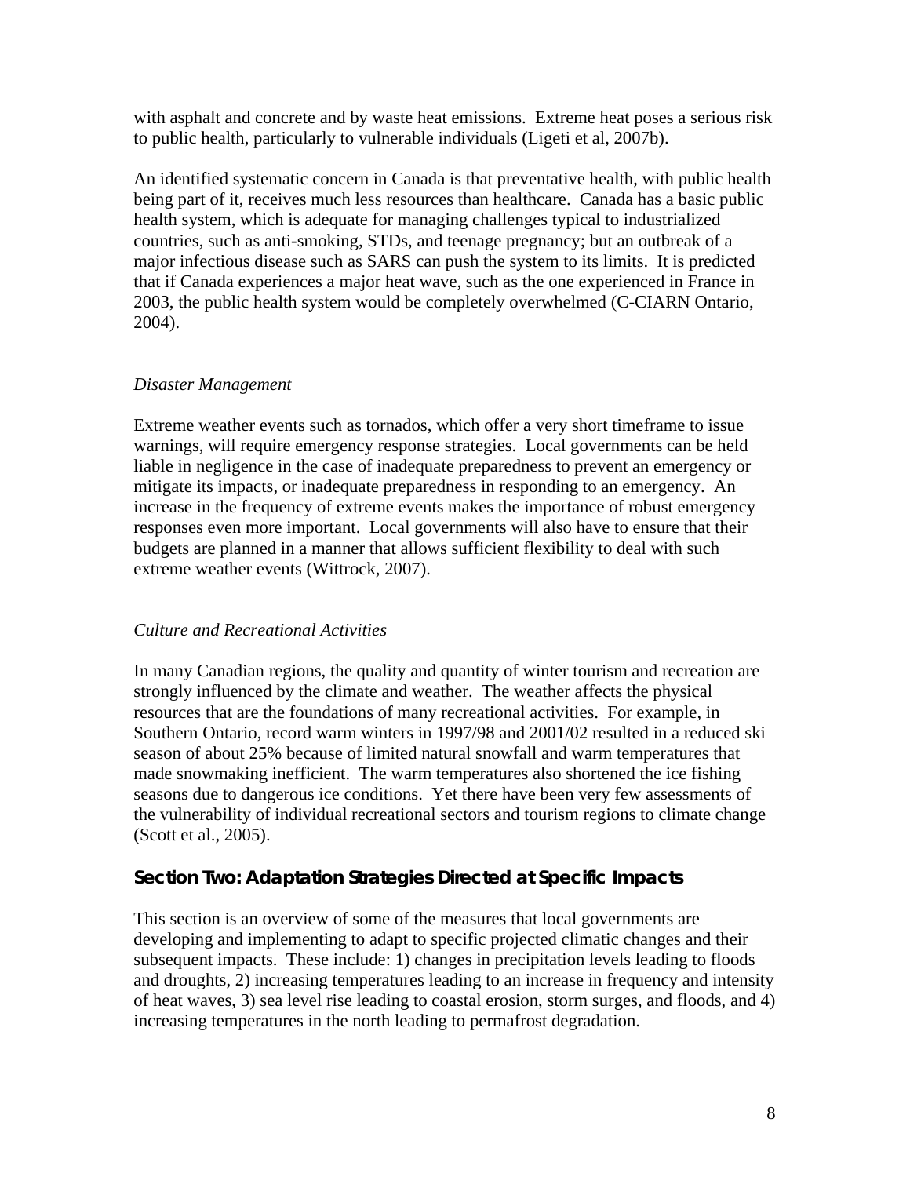with asphalt and concrete and by waste heat emissions. Extreme heat poses a serious risk to public health, particularly to vulnerable individuals (Ligeti et al, 2007b).

An identified systematic concern in Canada is that preventative health, with public health being part of it, receives much less resources than healthcare. Canada has a basic public health system, which is adequate for managing challenges typical to industrialized countries, such as anti-smoking, STDs, and teenage pregnancy; but an outbreak of a major infectious disease such as SARS can push the system to its limits. It is predicted that if Canada experiences a major heat wave, such as the one experienced in France in 2003, the public health system would be completely overwhelmed (C-CIARN Ontario, 2004).

### *Disaster Management*

Extreme weather events such as tornados, which offer a very short timeframe to issue warnings, will require emergency response strategies. Local governments can be held liable in negligence in the case of inadequate preparedness to prevent an emergency or mitigate its impacts, or inadequate preparedness in responding to an emergency. An increase in the frequency of extreme events makes the importance of robust emergency responses even more important. Local governments will also have to ensure that their budgets are planned in a manner that allows sufficient flexibility to deal with such extreme weather events (Wittrock, 2007).

### *Culture and Recreational Activities*

In many Canadian regions, the quality and quantity of winter tourism and recreation are strongly influenced by the climate and weather. The weather affects the physical resources that are the foundations of many recreational activities. For example, in Southern Ontario, record warm winters in 1997/98 and 2001/02 resulted in a reduced ski season of about 25% because of limited natural snowfall and warm temperatures that made snowmaking inefficient. The warm temperatures also shortened the ice fishing seasons due to dangerous ice conditions. Yet there have been very few assessments of the vulnerability of individual recreational sectors and tourism regions to climate change (Scott et al., 2005).

## Section Two: Adaptation Strategies Directed at Specific Impacts

This section is an overview of some of the measures that local governments are developing and implementing to adapt to specific projected climatic changes and their subsequent impacts. These include: 1) changes in precipitation levels leading to floods and droughts, 2) increasing temperatures leading to an increase in frequency and intensity of heat waves, 3) sea level rise leading to coastal erosion, storm surges, and floods, and 4) increasing temperatures in the north leading to permafrost degradation.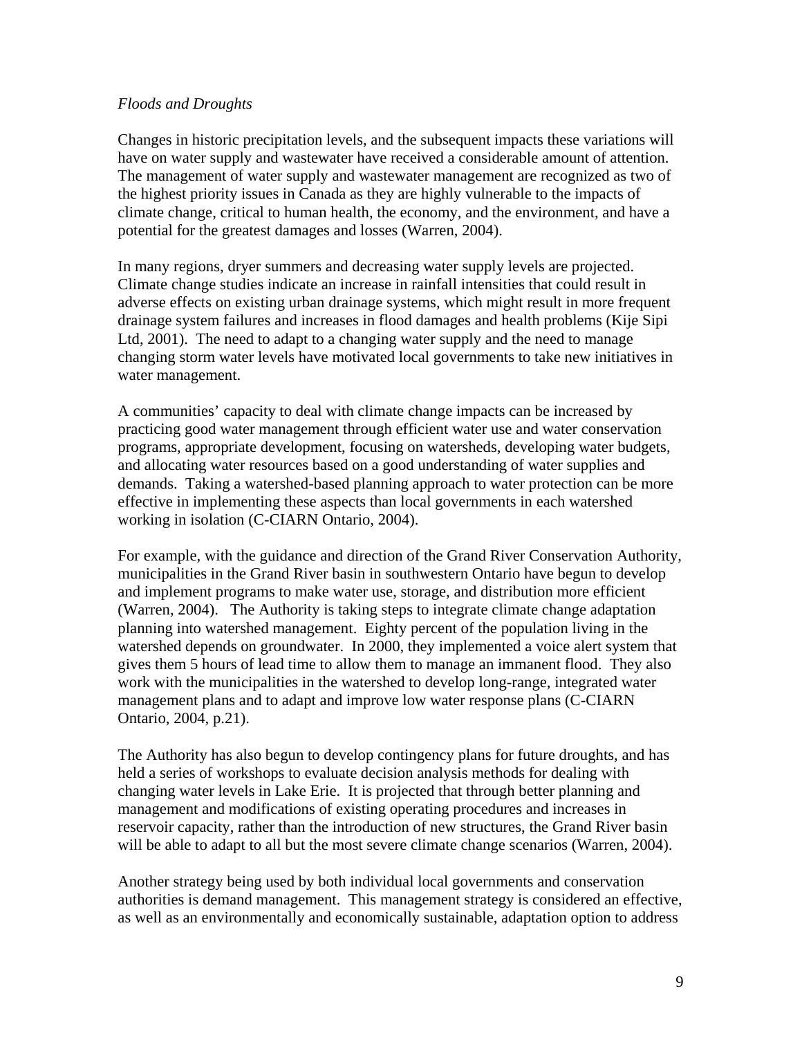*Floods and Droughts*

Changes in historic precipitation levels, and the subsequent impacts these variations will have on water supply and wastewater have received a considerable amount of attention. The management of water supply and wastewater management are recognized as two of the highest priority issues in Canada as they are highly vulnerable to the impacts of climate change, critical to human health, the economy, and the environment, and have a potential for the greatest damages and losses (Warren, 2004).

In many regions, dryer summers and decreasing water supply levels are projected. Climate change studies indicate an increase in rainfall intensities that could result in adverse effects on existing urban drainage systems, which might result in more frequent drainage system failures and increases in flood damages and health problems (Kije Sipi Ltd, 2001). The need to adapt to a changing water supply and the need to manage changing storm water levels have motivated local governments to take new initiatives in water management.

A communities' capacity to deal with climate change impacts can be increased by practicing good water management through efficient water use and water conservation programs, appropriate development, focusing on watersheds, developing water budgets, and allocating water resources based on a good understanding of water supplies and demands. Taking a watershed-based planning approach to water protection can be more effective in implementing these aspects than local governments in each watershed working in isolation (C-CIARN Ontario, 2004).

For example, with the guidance and direction of the Grand River Conservation Authority, municipalities in the Grand River basin in southwestern Ontario have begun to develop and implement programs to make water use, storage, and distribution more efficient (Warren, 2004). The Authority is taking steps to integrate climate change adaptation planning into watershed management. Eighty percent of the population living in the watershed depends on groundwater. In 2000, they implemented a voice alert system that gives them 5 hours of lead time to allow them to manage an immanent flood. They also work with the municipalities in the watershed to develop long-range, integrated water management plans and to adapt and improve low water response plans (C-CIARN Ontario, 2004, p.21).

The Authority has also begun to develop contingency plans for future droughts, and has held a series of workshops to evaluate decision analysis methods for dealing with changing water levels in Lake Erie. It is projected that through better planning and management and modifications of existing operating procedures and increases in reservoir capacity, rather than the introduction of new structures, the Grand River basin will be able to adapt to all but the most severe climate change scenarios (Warren, 2004).

Another strategy being used by both individual local governments and conservation authorities is demand management. This management strategy is considered an effective, as well as an environmentally and economically sustainable, adaptation option to address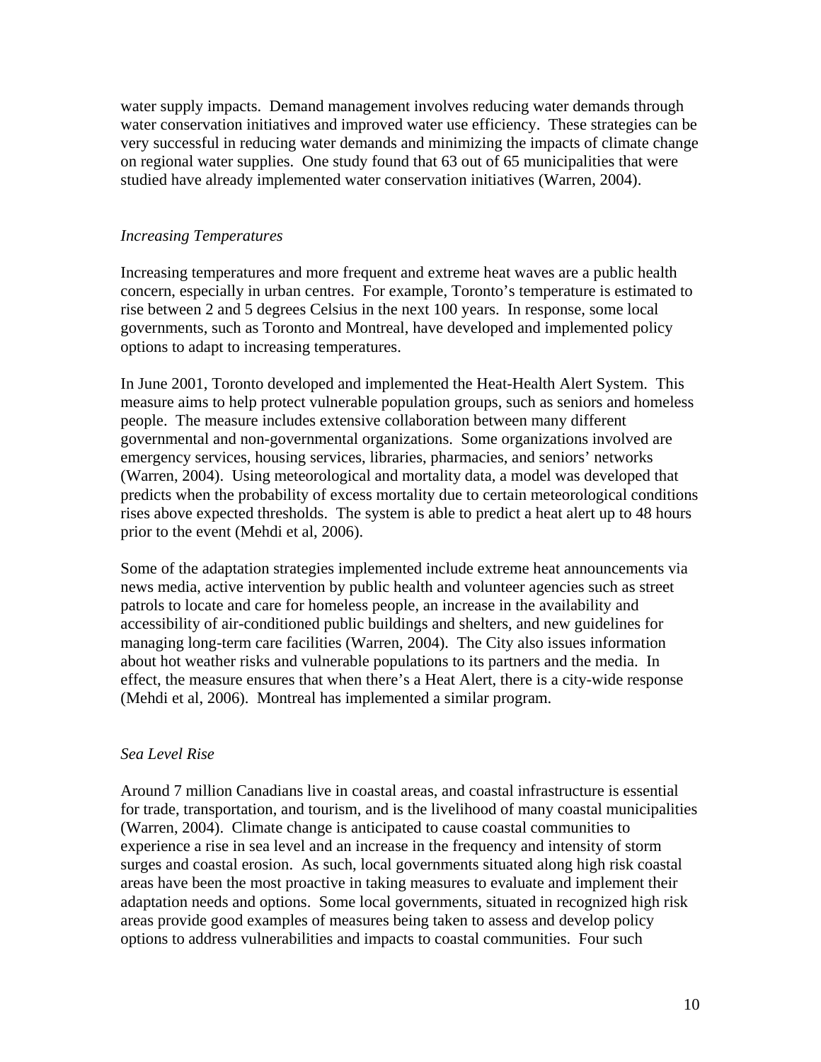water supply impacts. Demand management involves reducing water demands through water conservation initiatives and improved water use efficiency. These strategies can be very successful in reducing water demands and minimizing the impacts of climate change on regional water supplies. One study found that 63 out of 65 municipalities that were studied have already implemented water conservation initiatives (Warren, 2004).

### *Increasing Temperatures*

Increasing temperatures and more frequent and extreme heat waves are a public health concern, especially in urban centres. For example, Toronto's temperature is estimated to rise between 2 and 5 degrees Celsius in the next 100 years. In response, some local governments, such as Toronto and Montreal, have developed and implemented policy options to adapt to increasing temperatures.

In June 2001, Toronto developed and implemented the Heat-Health Alert System. This measure aims to help protect vulnerable population groups, such as seniors and homeless people. The measure includes extensive collaboration between many different governmental and non-governmental organizations. Some organizations involved are emergency services, housing services, libraries, pharmacies, and seniors' networks (Warren, 2004). Using meteorological and mortality data, a model was developed that predicts when the probability of excess mortality due to certain meteorological conditions rises above expected thresholds. The system is able to predict a heat alert up to 48 hours prior to the event (Mehdi et al, 2006).

Some of the adaptation strategies implemented include extreme heat announcements via news media, active intervention by public health and volunteer agencies such as street patrols to locate and care for homeless people, an increase in the availability and accessibility of air-conditioned public buildings and shelters, and new guidelines for managing long-term care facilities (Warren, 2004). The City also issues information about hot weather risks and vulnerable populations to its partners and the media. In effect, the measure ensures that when there's a Heat Alert, there is a city-wide response (Mehdi et al, 2006). Montreal has implemented a similar program.

### *Sea Level Rise*

Around 7 million Canadians live in coastal areas, and coastal infrastructure is essential for trade, transportation, and tourism, and is the livelihood of many coastal municipalities (Warren, 2004). Climate change is anticipated to cause coastal communities to experience a rise in sea level and an increase in the frequency and intensity of storm surges and coastal erosion. As such, local governments situated along high risk coastal areas have been the most proactive in taking measures to evaluate and implement their adaptation needs and options. Some local governments, situated in recognized high risk areas provide good examples of measures being taken to assess and develop policy options to address vulnerabilities and impacts to coastal communities. Four such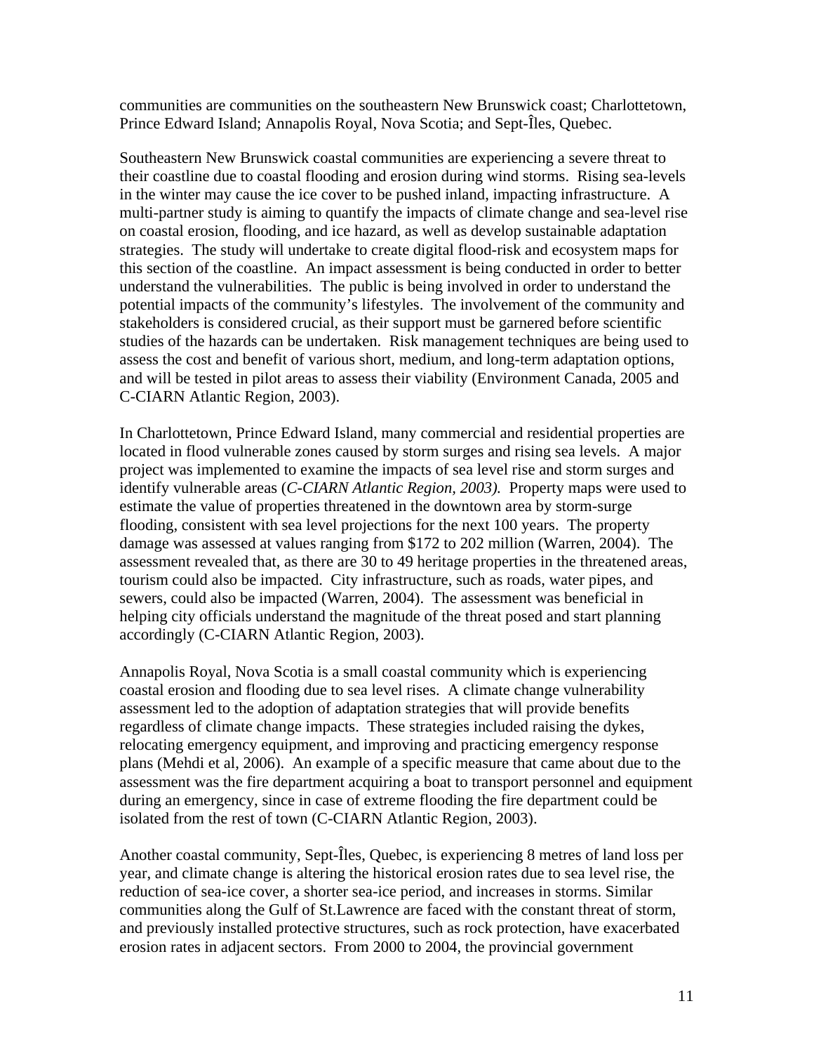communities are communities on the southeastern New Brunswick coast; Charlottetown, Prince Edward Island; Annapolis Royal, Nova Scotia; and Sept-Îles, Quebec.

Southeastern New Brunswick coastal communities are experiencing a severe threat to their coastline due to coastal flooding and erosion during wind storms. Rising sea-levels in the winter may cause the ice cover to be pushed inland, impacting infrastructure. A multi-partner study is aiming to quantify the impacts of climate change and sea-level rise on coastal erosion, flooding, and ice hazard, as well as develop sustainable adaptation strategies. The study will undertake to create digital flood-risk and ecosystem maps for this section of the coastline. An impact assessment is being conducted in order to better understand the vulnerabilities. The public is being involved in order to understand the potential impacts of the community's lifestyles. The involvement of the community and stakeholders is considered crucial, as their support must be garnered before scientific studies of the hazards can be undertaken. Risk management techniques are being used to assess the cost and benefit of various short, medium, and long-term adaptation options, and will be tested in pilot areas to assess their viability (Environment Canada, 2005 and C-CIARN Atlantic Region, 2003).

In Charlottetown, Prince Edward Island, many commercial and residential properties are located in flood vulnerable zones caused by storm surges and rising sea levels. A major project was implemented to examine the impacts of sea level rise and storm surges and identify vulnerable areas (*C-CIARN Atlantic Region, 2003).* Property maps were used to estimate the value of properties threatened in the downtown area by storm-surge flooding, consistent with sea level projections for the next 100 years. The property damage was assessed at values ranging from $172 to 202 million (Warren, 2004). The assessment revealed that, as there are 30 to 49 heritage properties in the threatened areas, tourism could also be impacted. City infrastructure, such as roads, water pipes, and sewers, could also be impacted (Warren, 2004). The assessment was beneficial in helping city officials understand the magnitude of the threat posed and start planning accordingly (C-CIARN Atlantic Region, 2003).

Annapolis Royal, Nova Scotia is a small coastal community which is experiencing coastal erosion and flooding due to sea level rises. A climate change vulnerability assessment led to the adoption of adaptation strategies that will provide benefits regardless of climate change impacts. These strategies included raising the dykes, relocating emergency equipment, and improving and practicing emergency response plans (Mehdi et al, 2006). An example of a specific measure that came about due to the assessment was the fire department acquiring a boat to transport personnel and equipment during an emergency, since in case of extreme flooding the fire department could be isolated from the rest of town (C-CIARN Atlantic Region, 2003).

Another coastal community, Sept-Îles, Quebec, is experiencing 8 metres of land loss per year, and climate change is altering the historical erosion rates due to sea level rise, the reduction of sea-ice cover, a shorter sea-ice period, and increases in storms. Similar communities along the Gulf of St.Lawrence are faced with the constant threat of storm, and previously installed protective structures, such as rock protection, have exacerbated erosion rates in adjacent sectors. From 2000 to 2004, the provincial government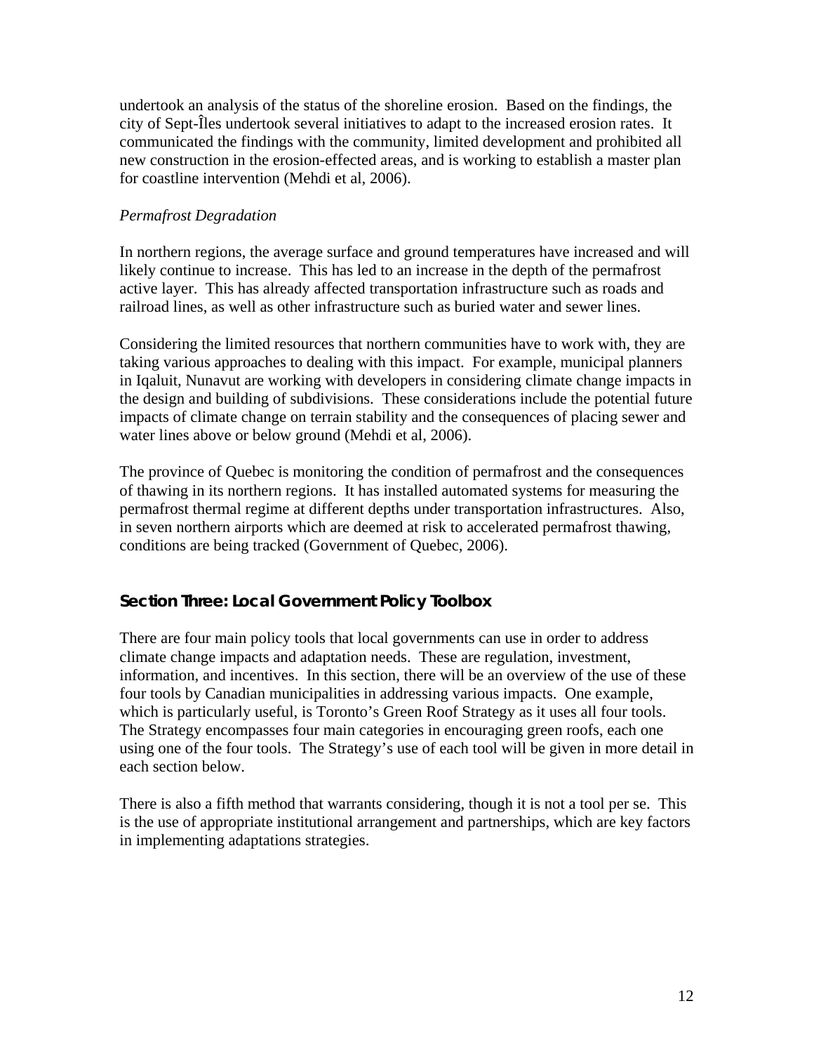undertook an analysis of the status of the shoreline erosion. Based on the findings, the city of Sept-Îles undertook several initiatives to adapt to the increased erosion rates. It communicated the findings with the community, limited development and prohibited all new construction in the erosion-effected areas, and is working to establish a master plan for coastline intervention (Mehdi et al, 2006).

*Permafrost Degradation*

In northern regions, the average surface and ground temperatures have increased and will likely continue to increase. This has led to an increase in the depth of the permafrost active layer. This has already affected transportation infrastructure such as roads and railroad lines, as well as other infrastructure such as buried water and sewer lines.

Considering the limited resources that northern communities have to work with, they are taking various approaches to dealing with this impact. For example, municipal planners in Iqaluit, Nunavut are working with developers in considering climate change impacts in the design and building of subdivisions. These considerations include the potential future impacts of climate change on terrain stability and the consequences of placing sewer and water lines above or below ground (Mehdi et al, 2006).

The province of Quebec is monitoring the condition of permafrost and the consequences of thawing in its northern regions. It has installed automated systems for measuring the permafrost thermal regime at different depths under transportation infrastructures. Also, in seven northern airports which are deemed at risk to accelerated permafrost thawing, conditions are being tracked (Government of Quebec, 2006).

## Section Three: Local Government Policy Toolbox

There are four main policy tools that local governments can use in order to address climate change impacts and adaptation needs. These are regulation, investment, information, and incentives. In this section, there will be an overview of the use of these four tools by Canadian municipalities in addressing various impacts. One example, which is particularly useful, is Toronto's Green Roof Strategy as it uses all four tools. The Strategy encompasses four main categories in encouraging green roofs, each one using one of the four tools. The Strategy's use of each tool will be given in more detail in each section below.

There is also a fifth method that warrants considering, though it is not a tool per se. This is the use of appropriate institutional arrangement and partnerships, which are key factors in implementing adaptations strategies.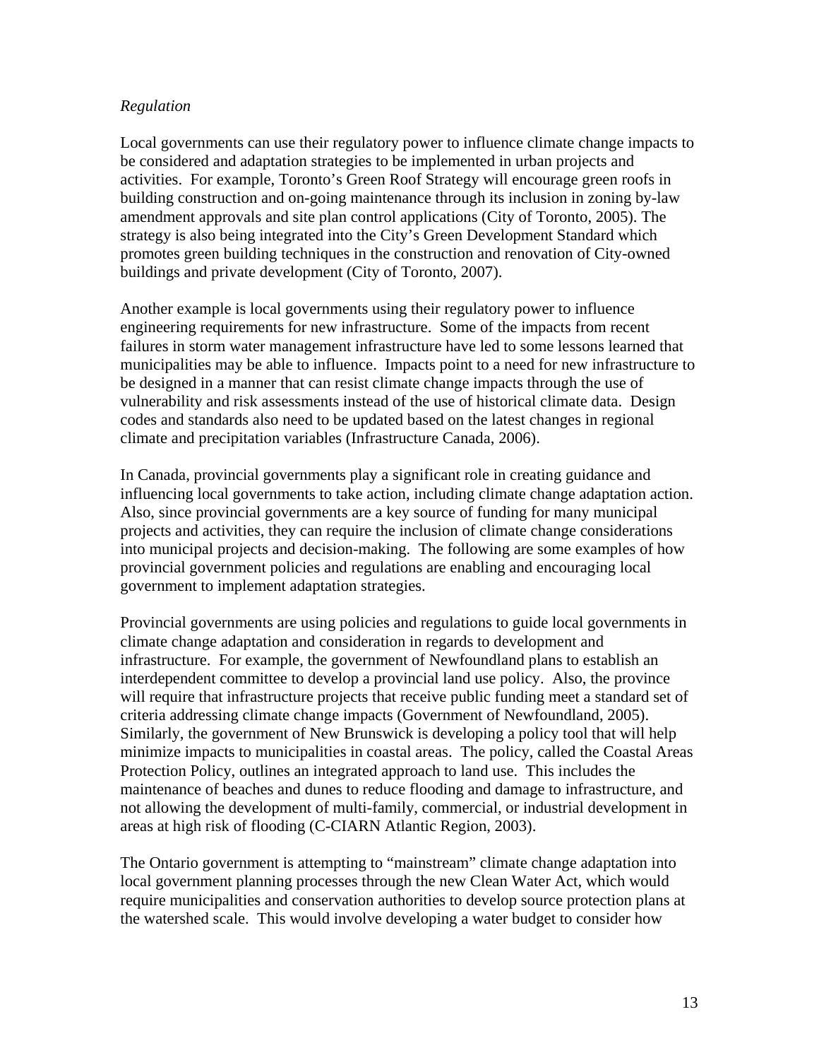*Regulation*

Local governments can use their regulatory power to influence climate change impacts to be considered and adaptation strategies to be implemented in urban projects and activities. For example, Toronto's Green Roof Strategy will encourage green roofs in building construction and on-going maintenance through its inclusion in zoning by-law amendment approvals and site plan control applications (City of Toronto, 2005). The strategy is also being integrated into the City's Green Development Standard which promotes green building techniques in the construction and renovation of City-owned buildings and private development (City of Toronto, 2007).

Another example is local governments using their regulatory power to influence engineering requirements for new infrastructure. Some of the impacts from recent failures in storm water management infrastructure have led to some lessons learned that municipalities may be able to influence. Impacts point to a need for new infrastructure to be designed in a manner that can resist climate change impacts through the use of vulnerability and risk assessments instead of the use of historical climate data. Design codes and standards also need to be updated based on the latest changes in regional climate and precipitation variables (Infrastructure Canada, 2006).

In Canada, provincial governments play a significant role in creating guidance and influencing local governments to take action, including climate change adaptation action. Also, since provincial governments are a key source of funding for many municipal projects and activities, they can require the inclusion of climate change considerations into municipal projects and decision-making. The following are some examples of how provincial government policies and regulations are enabling and encouraging local government to implement adaptation strategies.

Provincial governments are using policies and regulations to guide local governments in climate change adaptation and consideration in regards to development and infrastructure. For example, the government of Newfoundland plans to establish an interdependent committee to develop a provincial land use policy. Also, the province will require that infrastructure projects that receive public funding meet a standard set of criteria addressing climate change impacts (Government of Newfoundland, 2005). Similarly, the government of New Brunswick is developing a policy tool that will help minimize impacts to municipalities in coastal areas. The policy, called the Coastal Areas Protection Policy, outlines an integrated approach to land use. This includes the maintenance of beaches and dunes to reduce flooding and damage to infrastructure, and not allowing the development of multi-family, commercial, or industrial development in areas at high risk of flooding (C-CIARN Atlantic Region, 2003).

The Ontario government is attempting to "mainstream" climate change adaptation into local government planning processes through the new Clean Water Act, which would require municipalities and conservation authorities to develop source protection plans at the watershed scale. This would involve developing a water budget to consider how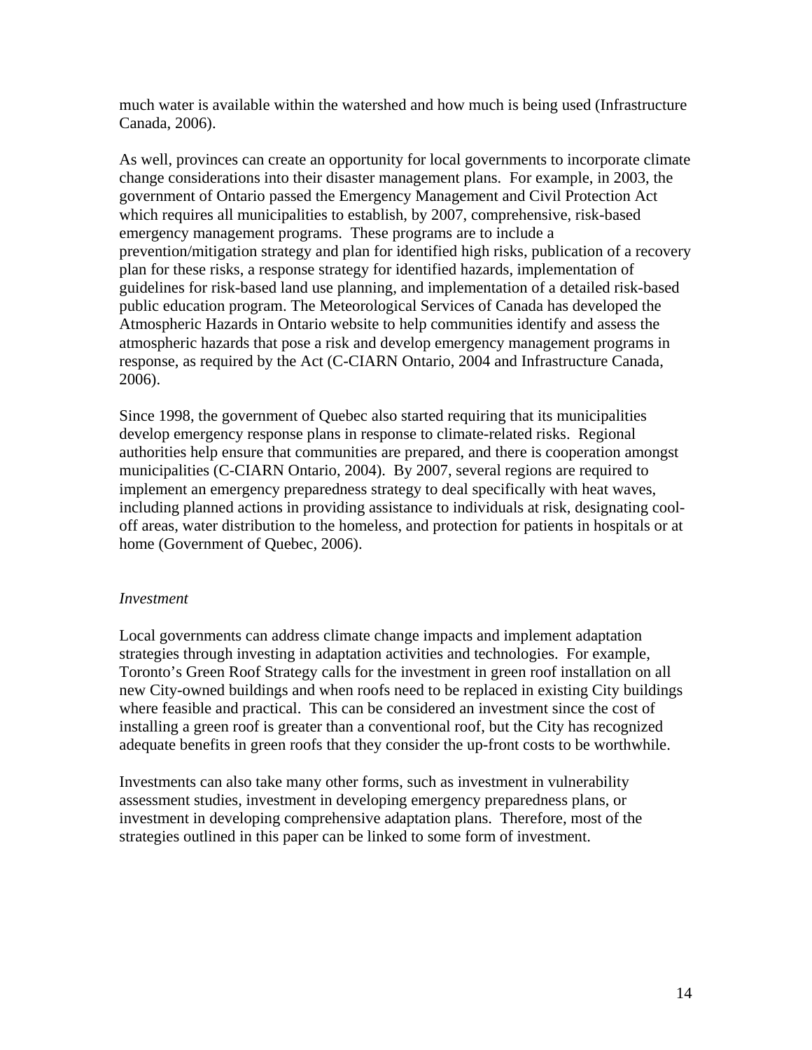much water is available within the watershed and how much is being used (Infrastructure Canada, 2006).

As well, provinces can create an opportunity for local governments to incorporate climate change considerations into their disaster management plans. For example, in 2003, the government of Ontario passed the Emergency Management and Civil Protection Act which requires all municipalities to establish, by 2007, comprehensive, risk-based emergency management programs. These programs are to include a prevention/mitigation strategy and plan for identified high risks, publication of a recovery plan for these risks, a response strategy for identified hazards, implementation of guidelines for risk-based land use planning, and implementation of a detailed risk-based public education program. The Meteorological Services of Canada has developed the Atmospheric Hazards in Ontario website to help communities identify and assess the atmospheric hazards that pose a risk and develop emergency management programs in response, as required by the Act (C-CIARN Ontario, 2004 and Infrastructure Canada, 2006).

Since 1998, the government of Quebec also started requiring that its municipalities develop emergency response plans in response to climate-related risks. Regional authorities help ensure that communities are prepared, and there is cooperation amongst municipalities (C-CIARN Ontario, 2004). By 2007, several regions are required to implement an emergency preparedness strategy to deal specifically with heat waves, including planned actions in providing assistance to individuals at risk, designating cool-off areas, water distribution to the homeless, and protection for patients in hospitals or at home (Government of Quebec, 2006).

*Investment*

Local governments can address climate change impacts and implement adaptation strategies through investing in adaptation activities and technologies. For example, Toronto's Green Roof Strategy calls for the investment in green roof installation on all new City-owned buildings and when roofs need to be replaced in existing City buildings where feasible and practical. This can be considered an investment since the cost of installing a green roof is greater than a conventional roof, but the City has recognized adequate benefits in green roofs that they consider the up-front costs to be worthwhile.

Investments can also take many other forms, such as investment in vulnerability assessment studies, investment in developing emergency preparedness plans, or investment in developing comprehensive adaptation plans. Therefore, most of the strategies outlined in this paper can be linked to some form of investment.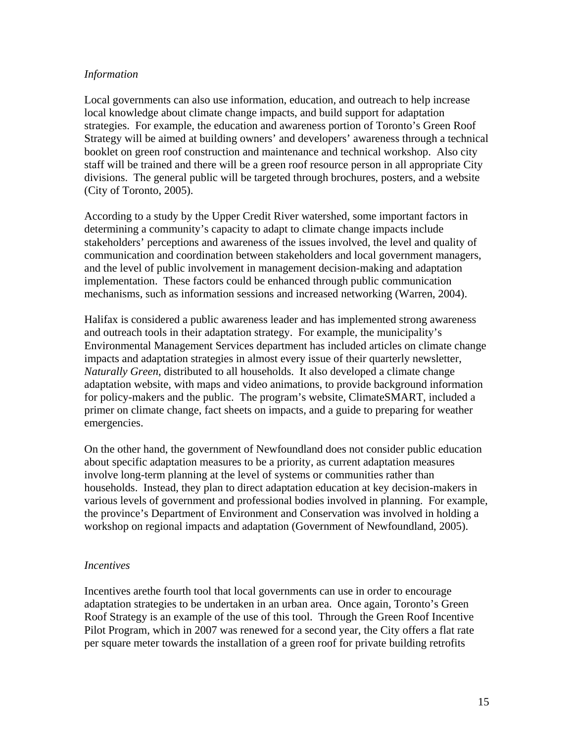*Information*

Local governments can also use information, education, and outreach to help increase local knowledge about climate change impacts, and build support for adaptation strategies. For example, the education and awareness portion of Toronto's Green Roof Strategy will be aimed at building owners' and developers' awareness through a technical booklet on green roof construction and maintenance and technical workshop. Also city staff will be trained and there will be a green roof resource person in all appropriate City divisions. The general public will be targeted through brochures, posters, and a website (City of Toronto, 2005).

According to a study by the Upper Credit River watershed, some important factors in determining a community's capacity to adapt to climate change impacts include stakeholders' perceptions and awareness of the issues involved, the level and quality of communication and coordination between stakeholders and local government managers, and the level of public involvement in management decision-making and adaptation implementation. These factors could be enhanced through public communication mechanisms, such as information sessions and increased networking (Warren, 2004).

Halifax is considered a public awareness leader and has implemented strong awareness and outreach tools in their adaptation strategy. For example, the municipality's Environmental Management Services department has included articles on climate change impacts and adaptation strategies in almost every issue of their quarterly newsletter, *Naturally Green*, distributed to all households. It also developed a climate change adaptation website, with maps and video animations, to provide background information for policy-makers and the public. The program's website, ClimateSMART, included a primer on climate change, fact sheets on impacts, and a guide to preparing for weather emergencies.

On the other hand, the government of Newfoundland does not consider public education about specific adaptation measures to be a priority, as current adaptation measures involve long-term planning at the level of systems or communities rather than households. Instead, they plan to direct adaptation education at key decision-makers in various levels of government and professional bodies involved in planning. For example, the province's Department of Environment and Conservation was involved in holding a workshop on regional impacts and adaptation (Government of Newfoundland, 2005).

*Incentives*

Incentives arethe fourth tool that local governments can use in order to encourage adaptation strategies to be undertaken in an urban area. Once again, Toronto's Green Roof Strategy is an example of the use of this tool. Through the Green Roof Incentive Pilot Program, which in 2007 was renewed for a second year, the City offers a flat rate per square meter towards the installation of a green roof for private building retrofits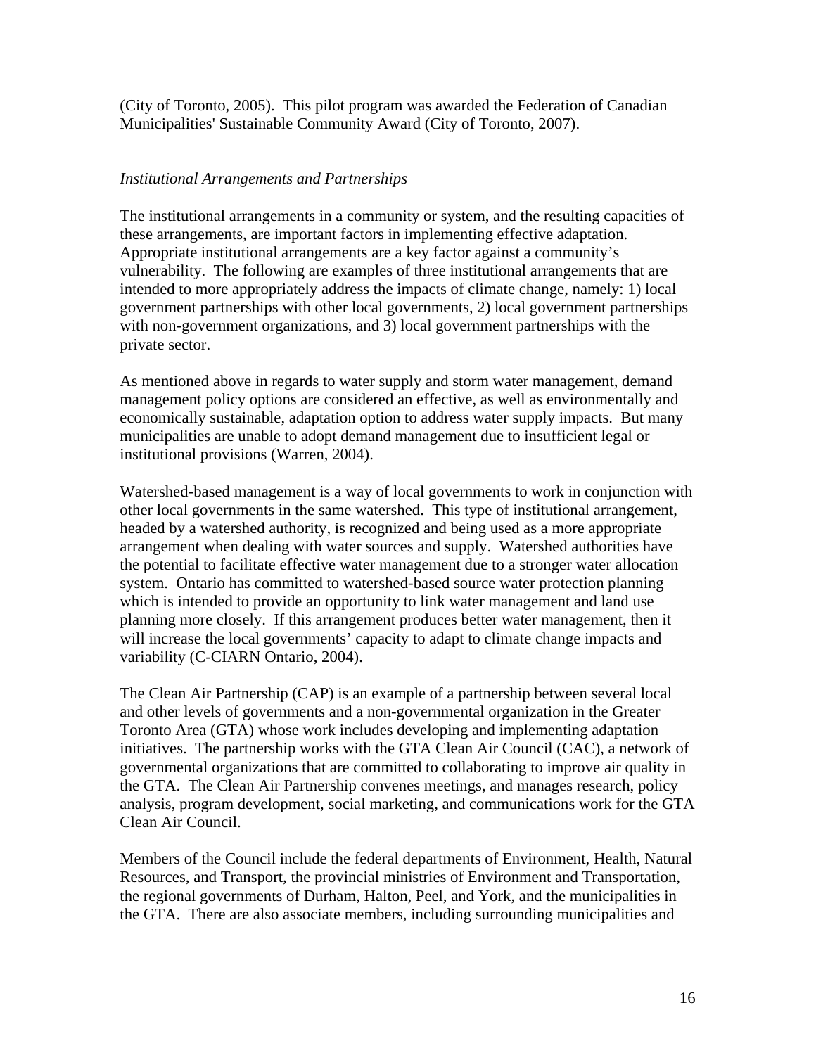(City of Toronto, 2005). This pilot program was awarded the Federation of Canadian Municipalities' Sustainable Community Award (City of Toronto, 2007).

*Institutional Arrangements and Partnerships*

The institutional arrangements in a community or system, and the resulting capacities of these arrangements, are important factors in implementing effective adaptation. Appropriate institutional arrangements are a key factor against a community's vulnerability. The following are examples of three institutional arrangements that are intended to more appropriately address the impacts of climate change, namely: 1) local government partnerships with other local governments, 2) local government partnerships with non-government organizations, and 3) local government partnerships with the private sector.

As mentioned above in regards to water supply and storm water management, demand management policy options are considered an effective, as well as environmentally and economically sustainable, adaptation option to address water supply impacts. But many municipalities are unable to adopt demand management due to insufficient legal or institutional provisions (Warren, 2004).

Watershed-based management is a way of local governments to work in conjunction with other local governments in the same watershed. This type of institutional arrangement, headed by a watershed authority, is recognized and being used as a more appropriate arrangement when dealing with water sources and supply. Watershed authorities have the potential to facilitate effective water management due to a stronger water allocation system. Ontario has committed to watershed-based source water protection planning which is intended to provide an opportunity to link water management and land use planning more closely. If this arrangement produces better water management, then it will increase the local governments' capacity to adapt to climate change impacts and variability (C-CIARN Ontario, 2004).

The Clean Air Partnership (CAP) is an example of a partnership between several local and other levels of governments and a non-governmental organization in the Greater Toronto Area (GTA) whose work includes developing and implementing adaptation initiatives. The partnership works with the GTA Clean Air Council (CAC), a network of governmental organizations that are committed to collaborating to improve air quality in the GTA. The Clean Air Partnership convenes meetings, and manages research, policy analysis, program development, social marketing, and communications work for the GTA Clean Air Council.

Members of the Council include the federal departments of Environment, Health, Natural Resources, and Transport, the provincial ministries of Environment and Transportation, the regional governments of Durham, Halton, Peel, and York, and the municipalities in the GTA. There are also associate members, including surrounding municipalities and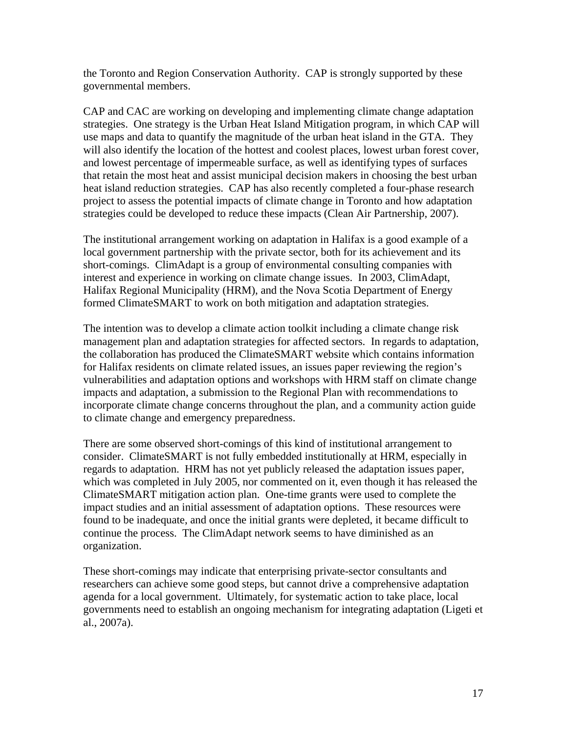the Toronto and Region Conservation Authority. CAP is strongly supported by these governmental members.

CAP and CAC are working on developing and implementing climate change adaptation strategies. One strategy is the Urban Heat Island Mitigation program, in which CAP will use maps and data to quantify the magnitude of the urban heat island in the GTA. They will also identify the location of the hottest and coolest places, lowest urban forest cover, and lowest percentage of impermeable surface, as well as identifying types of surfaces that retain the most heat and assist municipal decision makers in choosing the best urban heat island reduction strategies. CAP has also recently completed a four-phase research project to assess the potential impacts of climate change in Toronto and how adaptation strategies could be developed to reduce these impacts (Clean Air Partnership, 2007).

The institutional arrangement working on adaptation in Halifax is a good example of a local government partnership with the private sector, both for its achievement and its short-comings. ClimAdapt is a group of environmental consulting companies with interest and experience in working on climate change issues. In 2003, ClimAdapt, Halifax Regional Municipality (HRM), and the Nova Scotia Department of Energy formed ClimateSMART to work on both mitigation and adaptation strategies.

The intention was to develop a climate action toolkit including a climate change risk management plan and adaptation strategies for affected sectors. In regards to adaptation, the collaboration has produced the ClimateSMART website which contains information for Halifax residents on climate related issues, an issues paper reviewing the region's vulnerabilities and adaptation options and workshops with HRM staff on climate change impacts and adaptation, a submission to the Regional Plan with recommendations to incorporate climate change concerns throughout the plan, and a community action guide to climate change and emergency preparedness.

There are some observed short-comings of this kind of institutional arrangement to consider. ClimateSMART is not fully embedded institutionally at HRM, especially in regards to adaptation. HRM has not yet publicly released the adaptation issues paper, which was completed in July 2005, nor commented on it, even though it has released the ClimateSMART mitigation action plan. One-time grants were used to complete the impact studies and an initial assessment of adaptation options. These resources were found to be inadequate, and once the initial grants were depleted, it became difficult to continue the process. The ClimAdapt network seems to have diminished as an organization.

These short-comings may indicate that enterprising private-sector consultants and researchers can achieve some good steps, but cannot drive a comprehensive adaptation agenda for a local government. Ultimately, for systematic action to take place, local governments need to establish an ongoing mechanism for integrating adaptation (Ligeti et al., 2007a).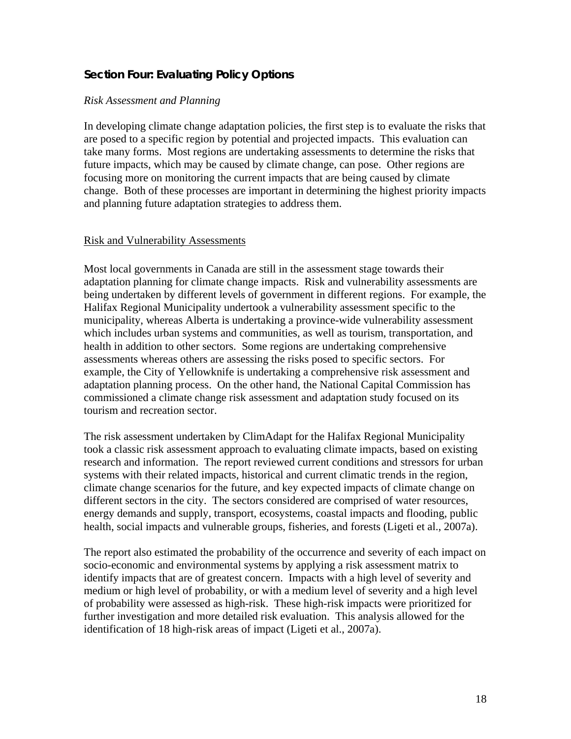## Section Four: Evaluating Policy Options

*Risk Assessment and Planning*

In developing climate change adaptation policies, the first step is to evaluate the risks that are posed to a specific region by potential and projected impacts. This evaluation can take many forms. Most regions are undertaking assessments to determine the risks that future impacts, which may be caused by climate change, can pose. Other regions are focusing more on monitoring the current impacts that are being caused by climate change. Both of these processes are important in determining the highest priority impacts and planning future adaptation strategies to address them.

<u>Risk and Vulnerability Assessments</u>

Most local governments in Canada are still in the assessment stage towards their adaptation planning for climate change impacts. Risk and vulnerability assessments are being undertaken by different levels of government in different regions. For example, the Halifax Regional Municipality undertook a vulnerability assessment specific to the municipality, whereas Alberta is undertaking a province-wide vulnerability assessment which includes urban systems and communities, as well as tourism, transportation, and health in addition to other sectors. Some regions are undertaking comprehensive assessments whereas others are assessing the risks posed to specific sectors. For example, the City of Yellowknife is undertaking a comprehensive risk assessment and adaptation planning process. On the other hand, the National Capital Commission has commissioned a climate change risk assessment and adaptation study focused on its tourism and recreation sector.

The risk assessment undertaken by ClimAdapt for the Halifax Regional Municipality took a classic risk assessment approach to evaluating climate impacts, based on existing research and information. The report reviewed current conditions and stressors for urban systems with their related impacts, historical and current climatic trends in the region, climate change scenarios for the future, and key expected impacts of climate change on different sectors in the city. The sectors considered are comprised of water resources, energy demands and supply, transport, ecosystems, coastal impacts and flooding, public health, social impacts and vulnerable groups, fisheries, and forests (Ligeti et al., 2007a).

The report also estimated the probability of the occurrence and severity of each impact on socio-economic and environmental systems by applying a risk assessment matrix to identify impacts that are of greatest concern. Impacts with a high level of severity and medium or high level of probability, or with a medium level of severity and a high level of probability were assessed as high-risk. These high-risk impacts were prioritized for further investigation and more detailed risk evaluation. This analysis allowed for the identification of 18 high-risk areas of impact (Ligeti et al., 2007a).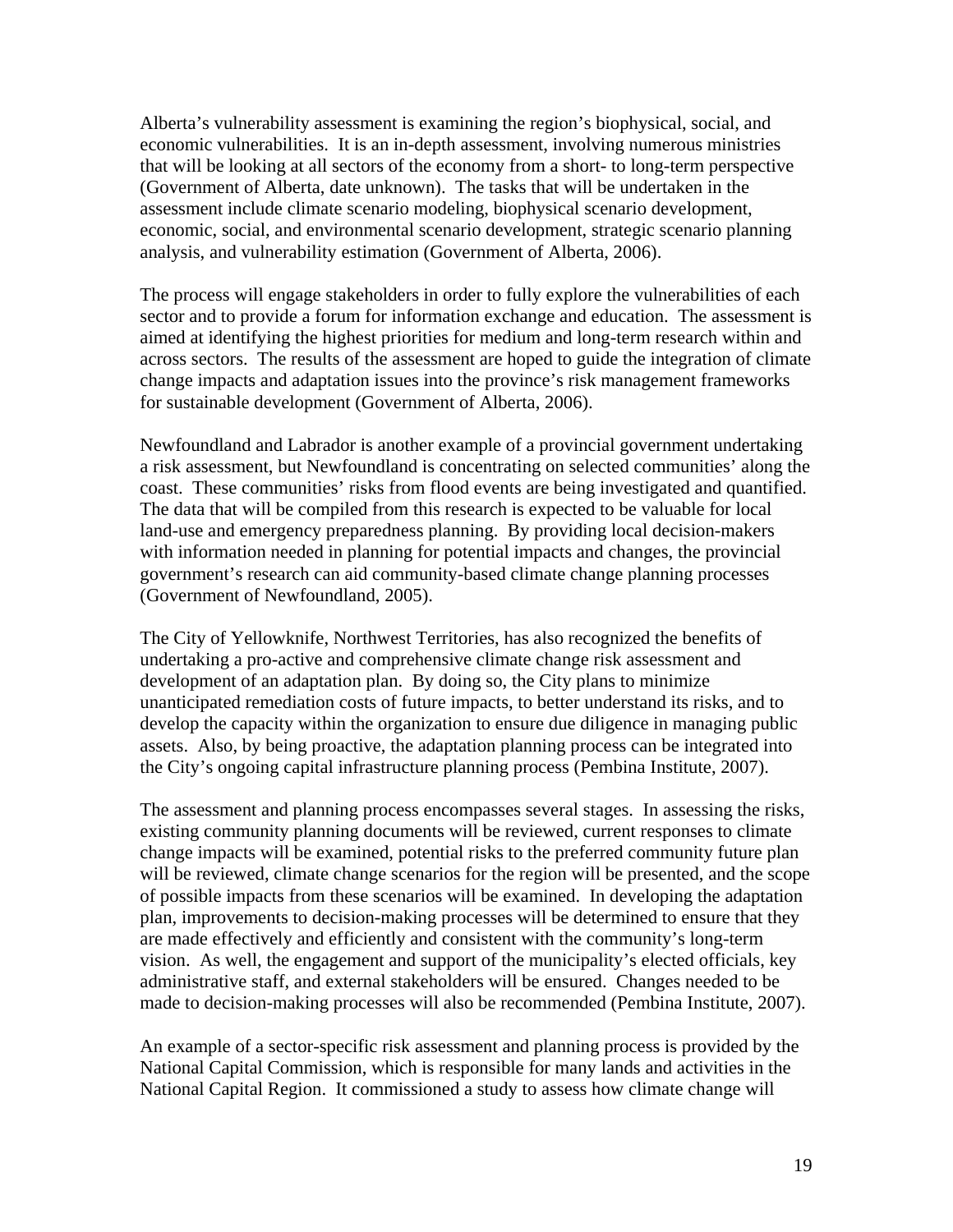Alberta's vulnerability assessment is examining the region's biophysical, social, and economic vulnerabilities. It is an in-depth assessment, involving numerous ministries that will be looking at all sectors of the economy from a short- to long-term perspective (Government of Alberta, date unknown). The tasks that will be undertaken in the assessment include climate scenario modeling, biophysical scenario development, economic, social, and environmental scenario development, strategic scenario planning analysis, and vulnerability estimation (Government of Alberta, 2006).

The process will engage stakeholders in order to fully explore the vulnerabilities of each sector and to provide a forum for information exchange and education. The assessment is aimed at identifying the highest priorities for medium and long-term research within and across sectors. The results of the assessment are hoped to guide the integration of climate change impacts and adaptation issues into the province's risk management frameworks for sustainable development (Government of Alberta, 2006).

Newfoundland and Labrador is another example of a provincial government undertaking a risk assessment, but Newfoundland is concentrating on selected communities' along the coast. These communities' risks from flood events are being investigated and quantified. The data that will be compiled from this research is expected to be valuable for local land-use and emergency preparedness planning. By providing local decision-makers with information needed in planning for potential impacts and changes, the provincial government's research can aid community-based climate change planning processes (Government of Newfoundland, 2005).

The City of Yellowknife, Northwest Territories, has also recognized the benefits of undertaking a pro-active and comprehensive climate change risk assessment and development of an adaptation plan. By doing so, the City plans to minimize unanticipated remediation costs of future impacts, to better understand its risks, and to develop the capacity within the organization to ensure due diligence in managing public assets. Also, by being proactive, the adaptation planning process can be integrated into the City's ongoing capital infrastructure planning process (Pembina Institute, 2007).

The assessment and planning process encompasses several stages. In assessing the risks, existing community planning documents will be reviewed, current responses to climate change impacts will be examined, potential risks to the preferred community future plan will be reviewed, climate change scenarios for the region will be presented, and the scope of possible impacts from these scenarios will be examined. In developing the adaptation plan, improvements to decision-making processes will be determined to ensure that they are made effectively and efficiently and consistent with the community's long-term vision. As well, the engagement and support of the municipality's elected officials, key administrative staff, and external stakeholders will be ensured. Changes needed to be made to decision-making processes will also be recommended (Pembina Institute, 2007).

An example of a sector-specific risk assessment and planning process is provided by the National Capital Commission, which is responsible for many lands and activities in the National Capital Region. It commissioned a study to assess how climate change will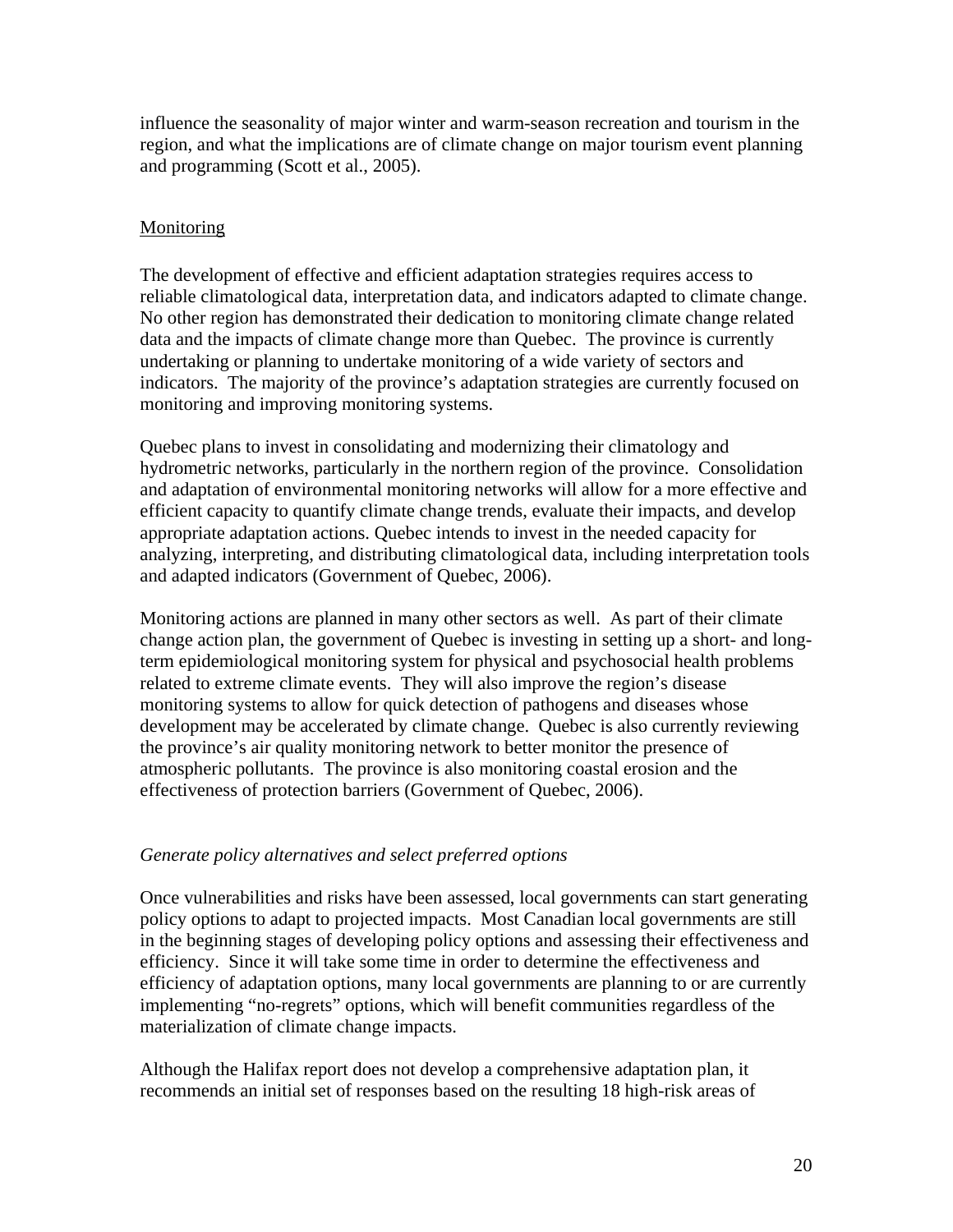influence the seasonality of major winter and warm-season recreation and tourism in the region, and what the implications are of climate change on major tourism event planning and programming (Scott et al., 2005).

<u>Monitoring</u>

The development of effective and efficient adaptation strategies requires access to reliable climatological data, interpretation data, and indicators adapted to climate change. No other region has demonstrated their dedication to monitoring climate change related data and the impacts of climate change more than Quebec. The province is currently undertaking or planning to undertake monitoring of a wide variety of sectors and indicators. The majority of the province's adaptation strategies are currently focused on monitoring and improving monitoring systems.

Quebec plans to invest in consolidating and modernizing their climatology and hydrometric networks, particularly in the northern region of the province. Consolidation and adaptation of environmental monitoring networks will allow for a more effective and efficient capacity to quantify climate change trends, evaluate their impacts, and develop appropriate adaptation actions. Quebec intends to invest in the needed capacity for analyzing, interpreting, and distributing climatological data, including interpretation tools and adapted indicators (Government of Quebec, 2006).

Monitoring actions are planned in many other sectors as well. As part of their climate change action plan, the government of Quebec is investing in setting up a short- and long-term epidemiological monitoring system for physical and psychosocial health problems related to extreme climate events. They will also improve the region's disease monitoring systems to allow for quick detection of pathogens and diseases whose development may be accelerated by climate change. Quebec is also currently reviewing the province's air quality monitoring network to better monitor the presence of atmospheric pollutants. The province is also monitoring coastal erosion and the effectiveness of protection barriers (Government of Quebec, 2006).

*Generate policy alternatives and select preferred options*

Once vulnerabilities and risks have been assessed, local governments can start generating policy options to adapt to projected impacts. Most Canadian local governments are still in the beginning stages of developing policy options and assessing their effectiveness and efficiency. Since it will take some time in order to determine the effectiveness and efficiency of adaptation options, many local governments are planning to or are currently implementing "no-regrets" options, which will benefit communities regardless of the materialization of climate change impacts.

Although the Halifax report does not develop a comprehensive adaptation plan, it recommends an initial set of responses based on the resulting 18 high-risk areas of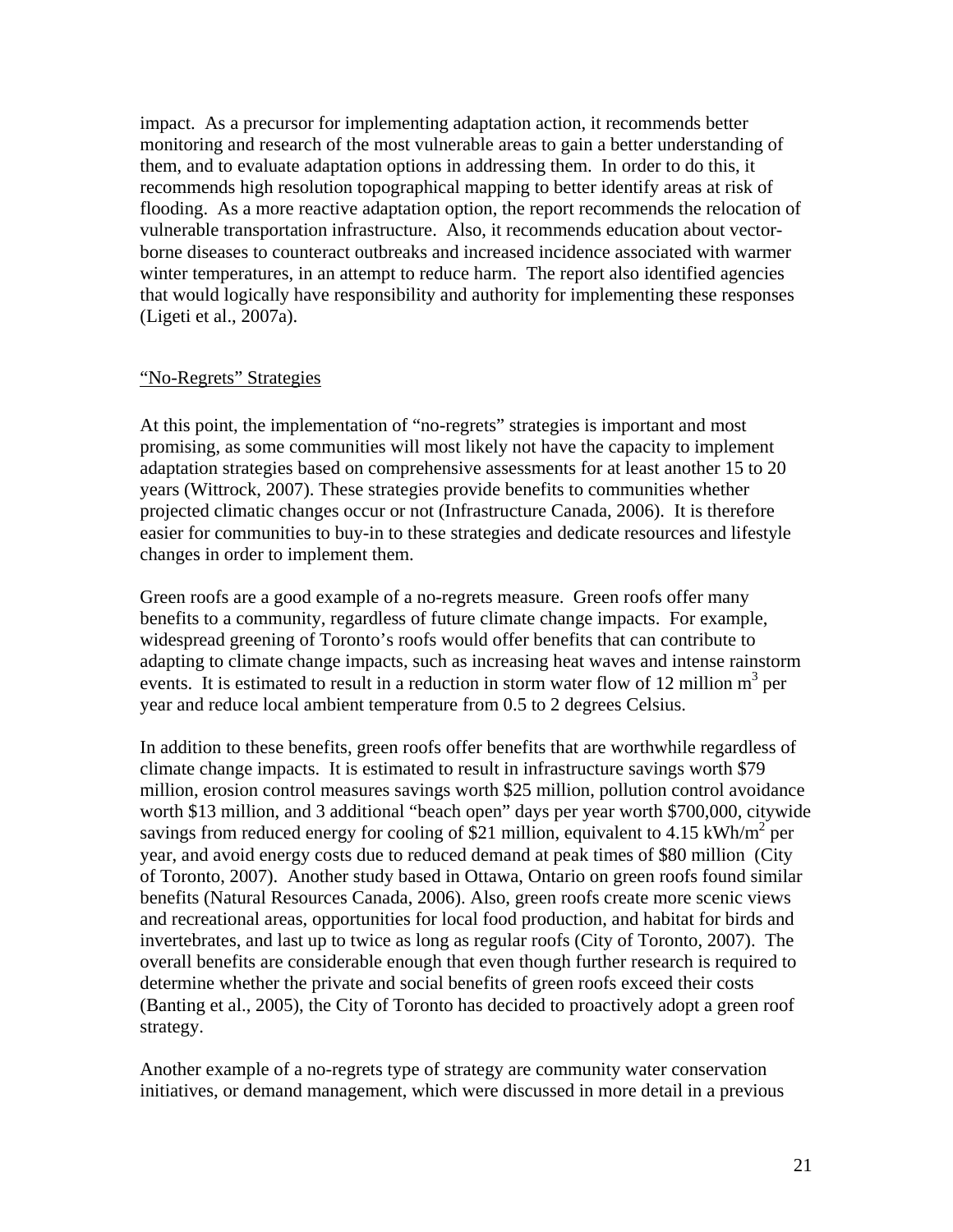impact. As a precursor for implementing adaptation action, it recommends better monitoring and research of the most vulnerable areas to gain a better understanding of them, and to evaluate adaptation options in addressing them. In order to do this, it recommends high resolution topographical mapping to better identify areas at risk of flooding. As a more reactive adaptation option, the report recommends the relocation of vulnerable transportation infrastructure. Also, it recommends education about vector-borne diseases to counteract outbreaks and increased incidence associated with warmer winter temperatures, in an attempt to reduce harm. The report also identified agencies that would logically have responsibility and authority for implementing these responses (Ligeti et al., 2007a).

<u>"No-Regrets" Strategies</u>

At this point, the implementation of "no-regrets" strategies is important and most promising, as some communities will most likely not have the capacity to implement adaptation strategies based on comprehensive assessments for at least another 15 to 20 years (Wittrock, 2007). These strategies provide benefits to communities whether projected climatic changes occur or not (Infrastructure Canada, 2006). It is therefore easier for communities to buy-in to these strategies and dedicate resources and lifestyle changes in order to implement them.

Green roofs are a good example of a no-regrets measure. Green roofs offer many benefits to a community, regardless of future climate change impacts. For example, widespread greening of Toronto's roofs would offer benefits that can contribute to adapting to climate change impacts, such as increasing heat waves and intense rainstorm events. It is estimated to result in a reduction in storm water flow of 12 million $m^3$ per year and reduce local ambient temperature from 0.5 to 2 degrees Celsius.

In addition to these benefits, green roofs offer benefits that are worthwhile regardless of climate change impacts. It is estimated to result in infrastructure savings worth $79 million, erosion control measures savings worth $25 million, pollution control avoidance worth $13 million, and 3 additional "beach open" days per year worth $700,000, citywide savings from reduced energy for cooling of $21 million, equivalent to 4.15 $kWh/m^2$ per year, and avoid energy costs due to reduced demand at peak times of $80 million (City of Toronto, 2007). Another study based in Ottawa, Ontario on green roofs found similar benefits (Natural Resources Canada, 2006). Also, green roofs create more scenic views and recreational areas, opportunities for local food production, and habitat for birds and invertebrates, and last up to twice as long as regular roofs (City of Toronto, 2007). The overall benefits are considerable enough that even though further research is required to determine whether the private and social benefits of green roofs exceed their costs (Banting et al., 2005), the City of Toronto has decided to proactively adopt a green roof strategy.

Another example of a no-regrets type of strategy are community water conservation initiatives, or demand management, which were discussed in more detail in a previous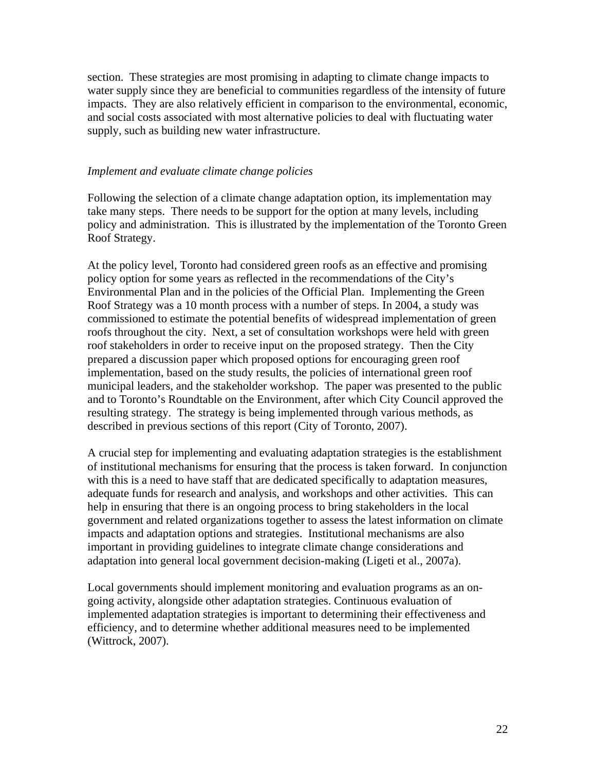section. These strategies are most promising in adapting to climate change impacts to water supply since they are beneficial to communities regardless of the intensity of future impacts. They are also relatively efficient in comparison to the environmental, economic, and social costs associated with most alternative policies to deal with fluctuating water supply, such as building new water infrastructure.

### *Implement and evaluate climate change policies*

Following the selection of a climate change adaptation option, its implementation may take many steps. There needs to be support for the option at many levels, including policy and administration. This is illustrated by the implementation of the Toronto Green Roof Strategy.

At the policy level, Toronto had considered green roofs as an effective and promising policy option for some years as reflected in the recommendations of the City's Environmental Plan and in the policies of the Official Plan. Implementing the Green Roof Strategy was a 10 month process with a number of steps. In 2004, a study was commissioned to estimate the potential benefits of widespread implementation of green roofs throughout the city. Next, a set of consultation workshops were held with green roof stakeholders in order to receive input on the proposed strategy. Then the City prepared a discussion paper which proposed options for encouraging green roof implementation, based on the study results, the policies of international green roof municipal leaders, and the stakeholder workshop. The paper was presented to the public and to Toronto's Roundtable on the Environment, after which City Council approved the resulting strategy. The strategy is being implemented through various methods, as described in previous sections of this report (City of Toronto, 2007).

A crucial step for implementing and evaluating adaptation strategies is the establishment of institutional mechanisms for ensuring that the process is taken forward. In conjunction with this is a need to have staff that are dedicated specifically to adaptation measures, adequate funds for research and analysis, and workshops and other activities. This can help in ensuring that there is an ongoing process to bring stakeholders in the local government and related organizations together to assess the latest information on climate impacts and adaptation options and strategies. Institutional mechanisms are also important in providing guidelines to integrate climate change considerations and adaptation into general local government decision-making (Ligeti et al., 2007a).

Local governments should implement monitoring and evaluation programs as an on-going activity, alongside other adaptation strategies. Continuous evaluation of implemented adaptation strategies is important to determining their effectiveness and efficiency, and to determine whether additional measures need to be implemented (Wittrock, 2007).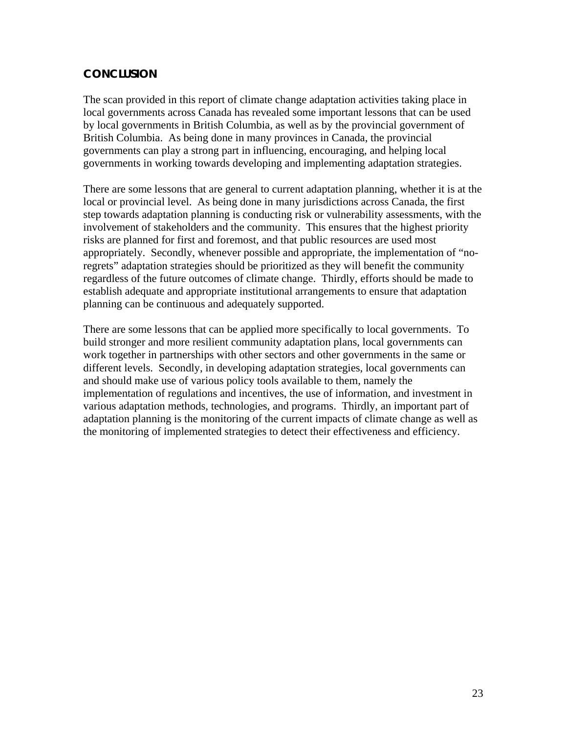## CONCLUSION

The scan provided in this report of climate change adaptation activities taking place in local governments across Canada has revealed some important lessons that can be used by local governments in British Columbia, as well as by the provincial government of British Columbia. As being done in many provinces in Canada, the provincial governments can play a strong part in influencing, encouraging, and helping local governments in working towards developing and implementing adaptation strategies.

There are some lessons that are general to current adaptation planning, whether it is at the local or provincial level. As being done in many jurisdictions across Canada, the first step towards adaptation planning is conducting risk or vulnerability assessments, with the involvement of stakeholders and the community. This ensures that the highest priority risks are planned for first and foremost, and that public resources are used most appropriately. Secondly, whenever possible and appropriate, the implementation of "no-regrets" adaptation strategies should be prioritized as they will benefit the community regardless of the future outcomes of climate change. Thirdly, efforts should be made to establish adequate and appropriate institutional arrangements to ensure that adaptation planning can be continuous and adequately supported.

There are some lessons that can be applied more specifically to local governments. To build stronger and more resilient community adaptation plans, local governments can work together in partnerships with other sectors and other governments in the same or different levels. Secondly, in developing adaptation strategies, local governments can and should make use of various policy tools available to them, namely the implementation of regulations and incentives, the use of information, and investment in various adaptation methods, technologies, and programs. Thirdly, an important part of adaptation planning is the monitoring of the current impacts of climate change as well as the monitoring of implemented strategies to detect their effectiveness and efficiency.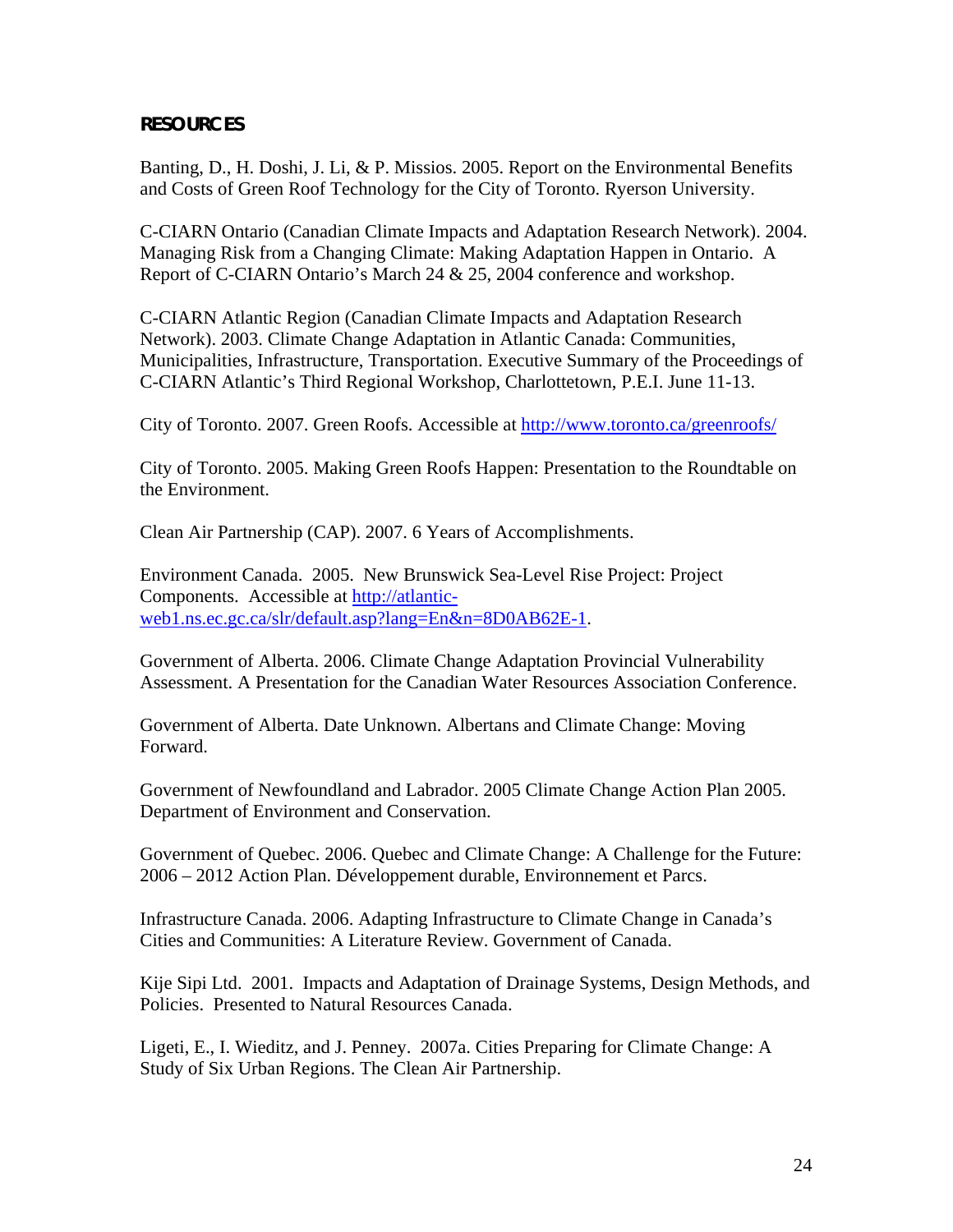## RESOURCES

Banting, D., H. Doshi, J. Li, & P. Missios. 2005. Report on the Environmental Benefits and Costs of Green Roof Technology for the City of Toronto. Ryerson University.

C-CIARN Ontario (Canadian Climate Impacts and Adaptation Research Network). 2004. Managing Risk from a Changing Climate: Making Adaptation Happen in Ontario. A Report of C-CIARN Ontario's March 24 & 25, 2004 conference and workshop.

C-CIARN Atlantic Region (Canadian Climate Impacts and Adaptation Research Network). 2003. Climate Change Adaptation in Atlantic Canada: Communities, Municipalities, Infrastructure, Transportation. Executive Summary of the Proceedings of C-CIARN Atlantic's Third Regional Workshop, Charlottetown, P.E.I. June 11-13.

City of Toronto. 2007. Green Roofs. Accessible at http://www.toronto.ca/greenroofs/

City of Toronto. 2005. Making Green Roofs Happen: Presentation to the Roundtable on the Environment.

Clean Air Partnership (CAP). 2007. 6 Years of Accomplishments.

Environment Canada. 2005. New Brunswick Sea-Level Rise Project: Project Components. Accessible at http://atlantic-web1.ns.ec.gc.ca/slr/default.asp?lang=En&n=8D0AB62E-1.

Government of Alberta. 2006. Climate Change Adaptation Provincial Vulnerability Assessment. A Presentation for the Canadian Water Resources Association Conference.

Government of Alberta. Date Unknown. Albertans and Climate Change: Moving Forward.

Government of Newfoundland and Labrador. 2005 Climate Change Action Plan 2005. Department of Environment and Conservation.

Government of Quebec. 2006. Quebec and Climate Change: A Challenge for the Future: 2006 – 2012 Action Plan. Développement durable, Environnement et Parcs.

Infrastructure Canada. 2006. Adapting Infrastructure to Climate Change in Canada's Cities and Communities: A Literature Review. Government of Canada.

Kije Sipi Ltd. 2001. Impacts and Adaptation of Drainage Systems, Design Methods, and Policies. Presented to Natural Resources Canada.

Ligeti, E., I. Wieditz, and J. Penney. 2007a. Cities Preparing for Climate Change: A Study of Six Urban Regions. The Clean Air Partnership.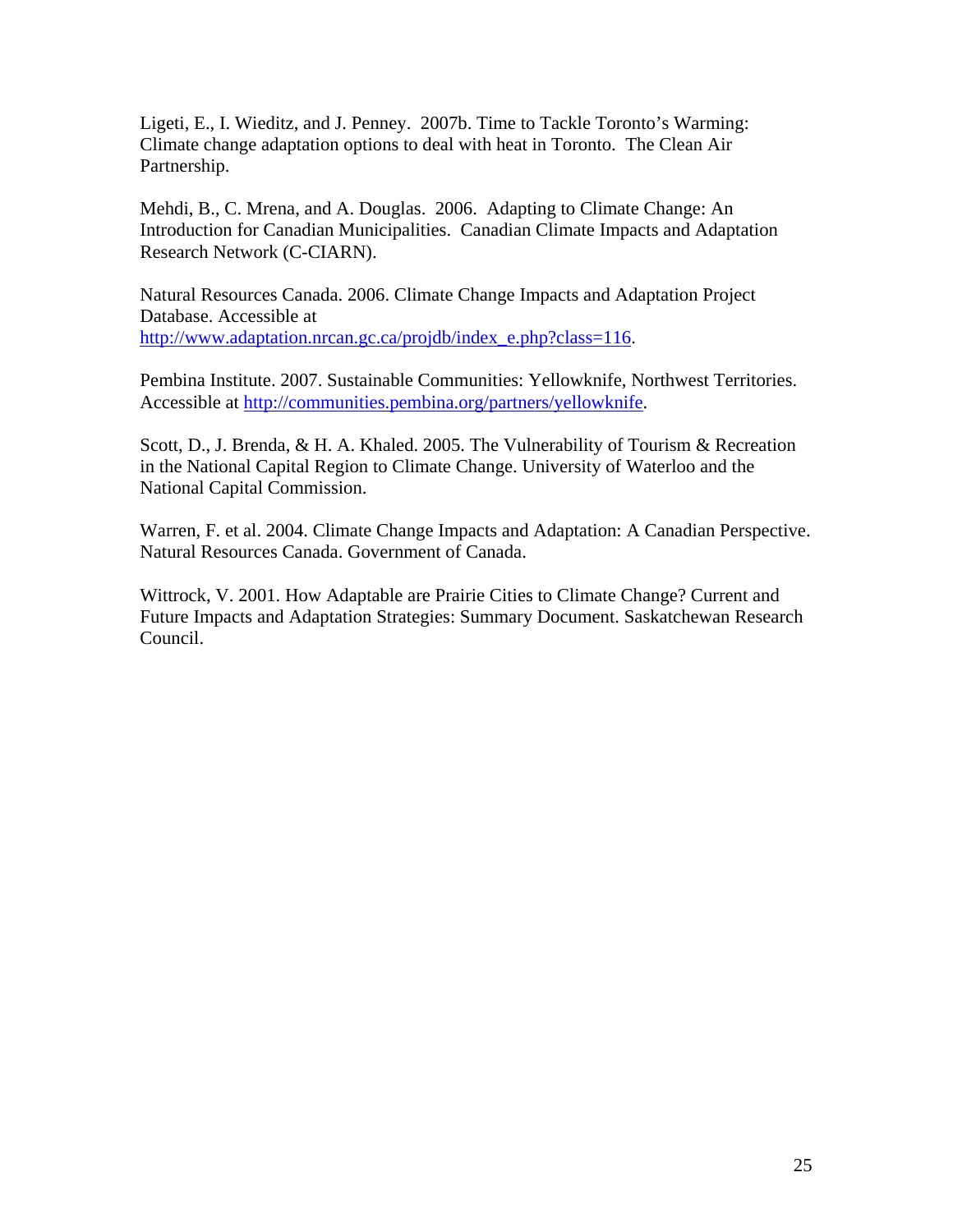Ligeti, E., I. Wieditz, and J. Penney. 2007b. Time to Tackle Toronto's Warming: Climate change adaptation options to deal with heat in Toronto. The Clean Air Partnership.

Mehdi, B., C. Mrena, and A. Douglas. 2006. Adapting to Climate Change: An Introduction for Canadian Municipalities. Canadian Climate Impacts and Adaptation Research Network (C-CIARN).

Natural Resources Canada. 2006. Climate Change Impacts and Adaptation Project Database. Accessible at http://www.adaptation.nrcan.gc.ca/projdb/index_e.php?class=116.

Pembina Institute. 2007. Sustainable Communities: Yellowknife, Northwest Territories. Accessible at http://communities.pembina.org/partners/yellowknife.

Scott, D., J. Brenda, & H. A. Khaled. 2005. The Vulnerability of Tourism & Recreation in the National Capital Region to Climate Change. University of Waterloo and the National Capital Commission.

Warren, F. et al. 2004. Climate Change Impacts and Adaptation: A Canadian Perspective. Natural Resources Canada. Government of Canada.

Wittrock, V. 2001. How Adaptable are Prairie Cities to Climate Change? Current and Future Impacts and Adaptation Strategies: Summary Document. Saskatchewan Research Council.